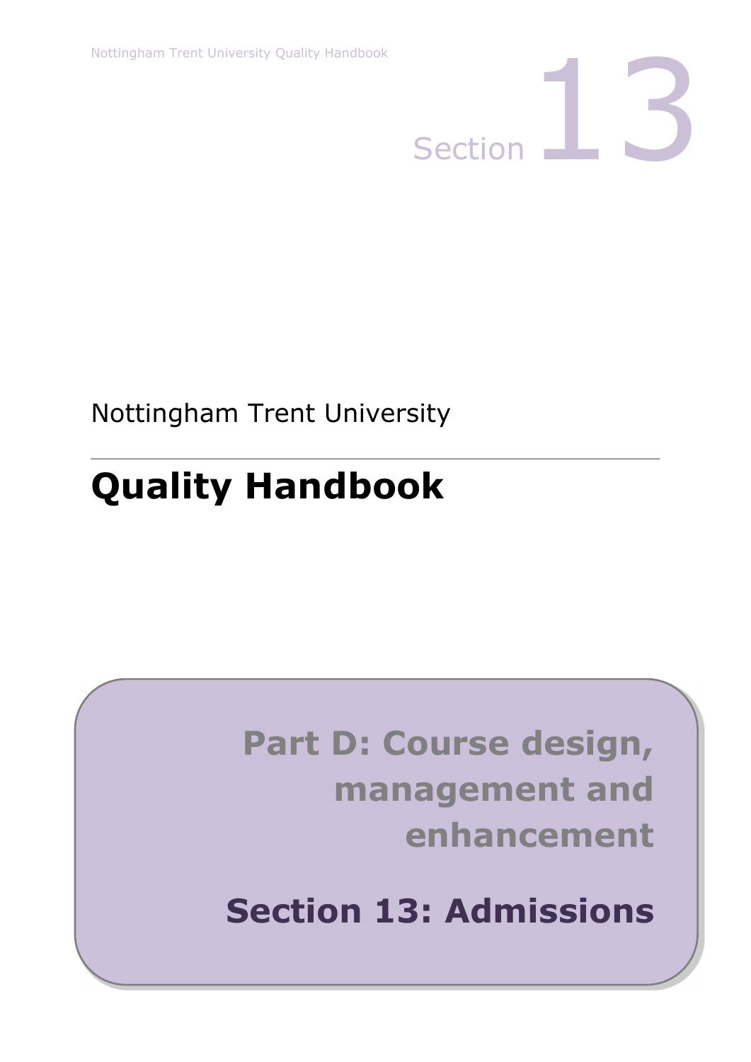Section 13

Nottingham Trent University

# Quality Handbook

## Part D: Course design, management and enhancement

## Section 13: Admissions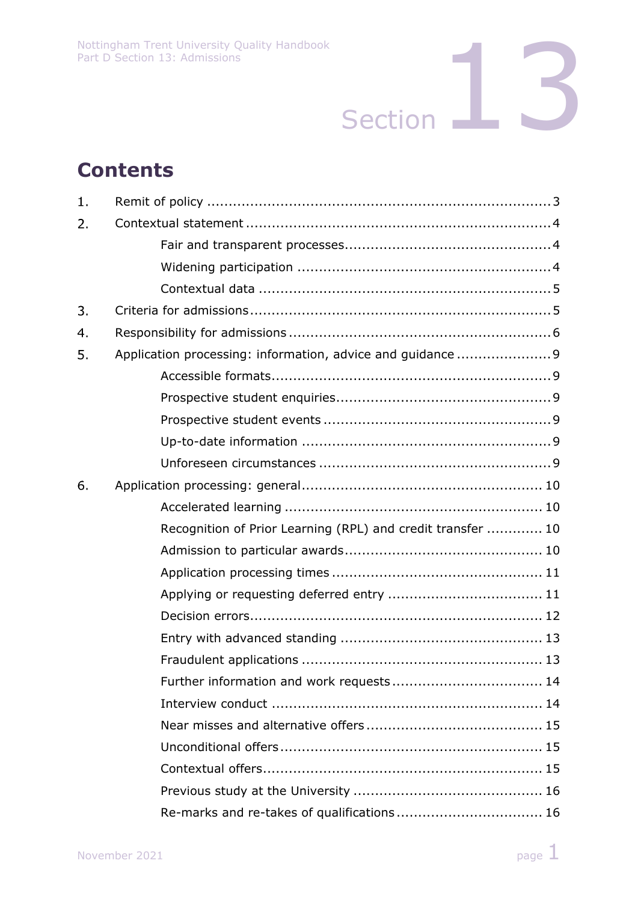# Contents

| | | |
|---|---|---|
| 1. | Remit of policy | 3 |
| 2. | Contextual statement | 4 |
| | Fair and transparent processes | 4 |
| | Widening participation | 4 |
| | Contextual data | 5 |
| 3. | Criteria for admissions | 5 |
| 4. | Responsibility for admissions | 6 |
| 5. | Application processing: information, advice and guidance | 9 |
| | Accessible formats | 9 |
| | Prospective student enquiries | 9 |
| | Prospective student events | 9 |
| | Up-to-date information | 9 |
| | Unforeseen circumstances | 9 |
| 6. | Application processing: general | 10 |
| | Accelerated learning | 10 |
| | Recognition of Prior Learning (RPL) and credit transfer | 10 |
| | Admission to particular awards | 10 |
| | Application processing times | 11 |
| | Applying or requesting deferred entry | 11 |
| | Decision errors | 12 |
| | Entry with advanced standing | 13 |
| | Fraudulent applications | 13 |
| | Further information and work requests | 14 |
| | Interview conduct | 14 |
| | Near misses and alternative offers | 15 |
| | Unconditional offers | 15 |
| | Contextual offers | 15 |
| | Previous study at the University | 16 |
| | Re-marks and re-takes of qualifications | 16 |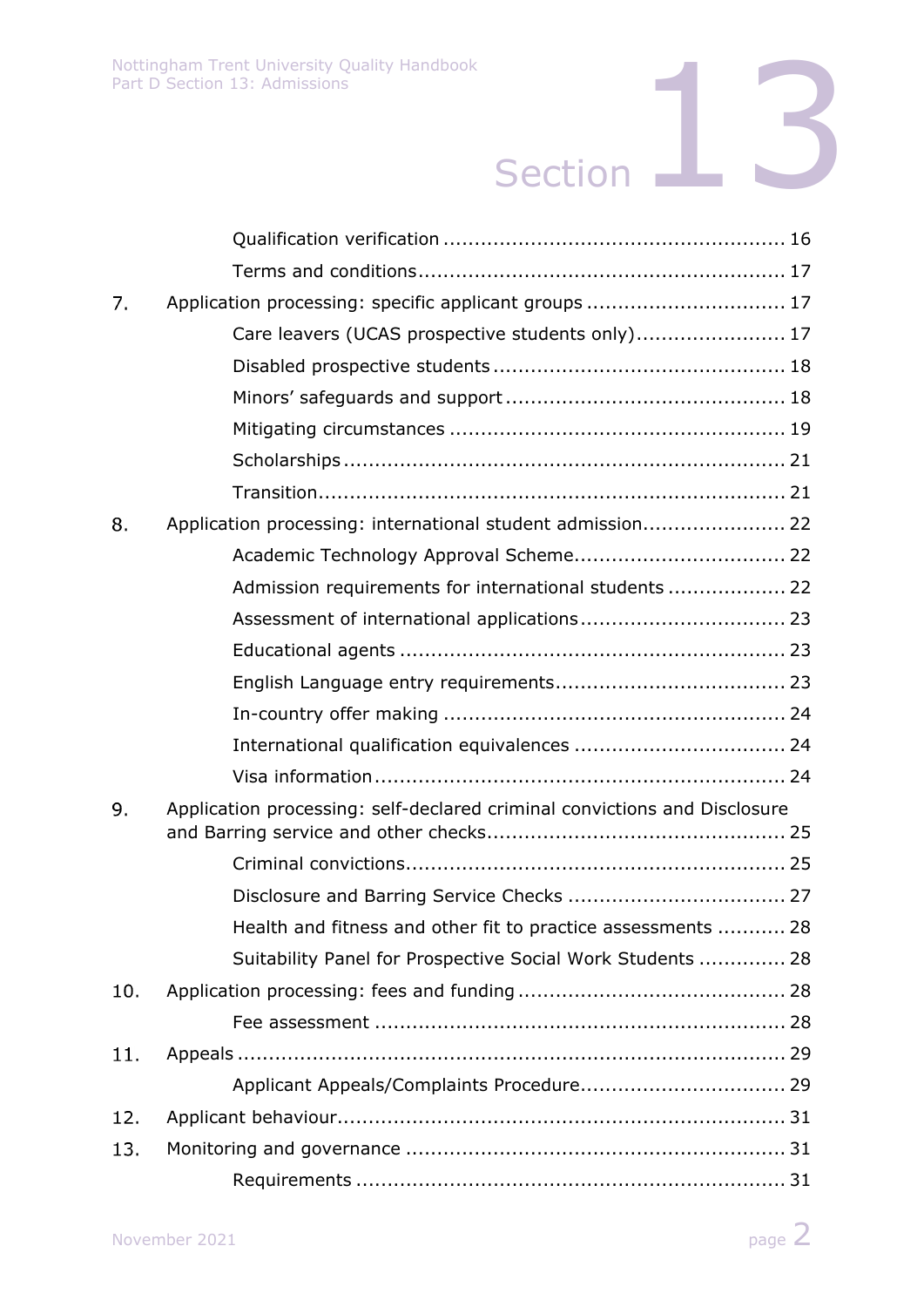Qualification verification ...................................................... 16

Terms and conditions.......................................................... 17

7. Application processing: specific applicant groups ................................ 17

Care leavers (UCAS prospective students only)........................ 17

Disabled prospective students ............................................... 18

Minors' safeguards and support ............................................. 18

Mitigating circumstances ..................................................... 19

Scholarships ...................................................................... 21

Transition.......................................................................... 21

8. Application processing: international student admission....................... 22

Academic Technology Approval Scheme.................................. 22

Admission requirements for international students ................... 22

Assessment of international applications................................. 23

Educational agents ............................................................. 23

English Language entry requirements.................................... 23

In-country offer making ....................................................... 24

International qualification equivalences .................................. 24

Visa information ................................................................. 24

9. Application processing: self-declared criminal convictions and Disclosure and Barring service and other checks................................................ 25

Criminal convictions............................................................ 25

Disclosure and Barring Service Checks ................................... 27

Health and fitness and other fit to practice assessments ........... 28

Suitability Panel for Prospective Social Work Students .............. 28

10. Application processing: fees and funding ........................................... 28

Fee assessment ................................................................. 28

11. Appeals ........................................................................................ 29

Applicant Appeals/Complaints Procedure................................. 29

12. Applicant behaviour........................................................................ 31

13. Monitoring and governance ............................................................. 31

Requirements .................................................................... 31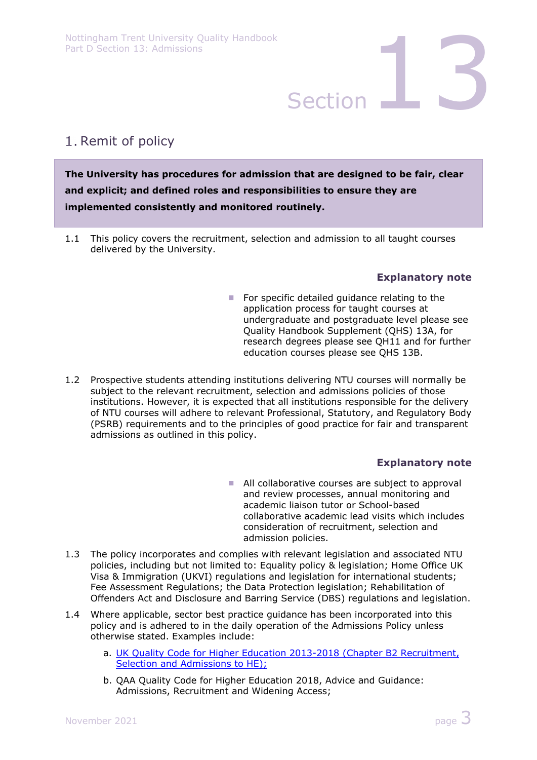## 1. Remit of policy

**The University has procedures for admission that are designed to be fair, clear and explicit; and defined roles and responsibilities to ensure they are implemented consistently and monitored routinely.**

1.1 This policy covers the recruitment, selection and admission to all taught courses delivered by the University.

**Explanatory note**

- For specific detailed guidance relating to the application process for taught courses at undergraduate and postgraduate level please see Quality Handbook Supplement (QHS) 13A, for research degrees please see QH11 and for further education courses please see QHS 13B.

1.2 Prospective students attending institutions delivering NTU courses will normally be subject to the relevant recruitment, selection and admissions policies of those institutions. However, it is expected that all institutions responsible for the delivery of NTU courses will adhere to relevant Professional, Statutory, and Regulatory Body (PSRB) requirements and to the principles of good practice for fair and transparent admissions as outlined in this policy.

**Explanatory note**

- All collaborative courses are subject to approval and review processes, annual monitoring and academic liaison tutor or School-based collaborative academic lead visits which includes consideration of recruitment, selection and admission policies.

1.3 The policy incorporates and complies with relevant legislation and associated NTU policies, including but not limited to: Equality policy & legislation; Home Office UK Visa & Immigration (UKVI) regulations and legislation for international students; Fee Assessment Regulations; the Data Protection legislation; Rehabilitation of Offenders Act and Disclosure and Barring Service (DBS) regulations and legislation.

1.4 Where applicable, sector best practice guidance has been incorporated into this policy and is adhered to in the daily operation of the Admissions Policy unless otherwise stated. Examples include:

a. UK Quality Code for Higher Education 2013-2018 (Chapter B2 Recruitment, Selection and Admissions to HE);

b. QAA Quality Code for Higher Education 2018, Advice and Guidance: Admissions, Recruitment and Widening Access;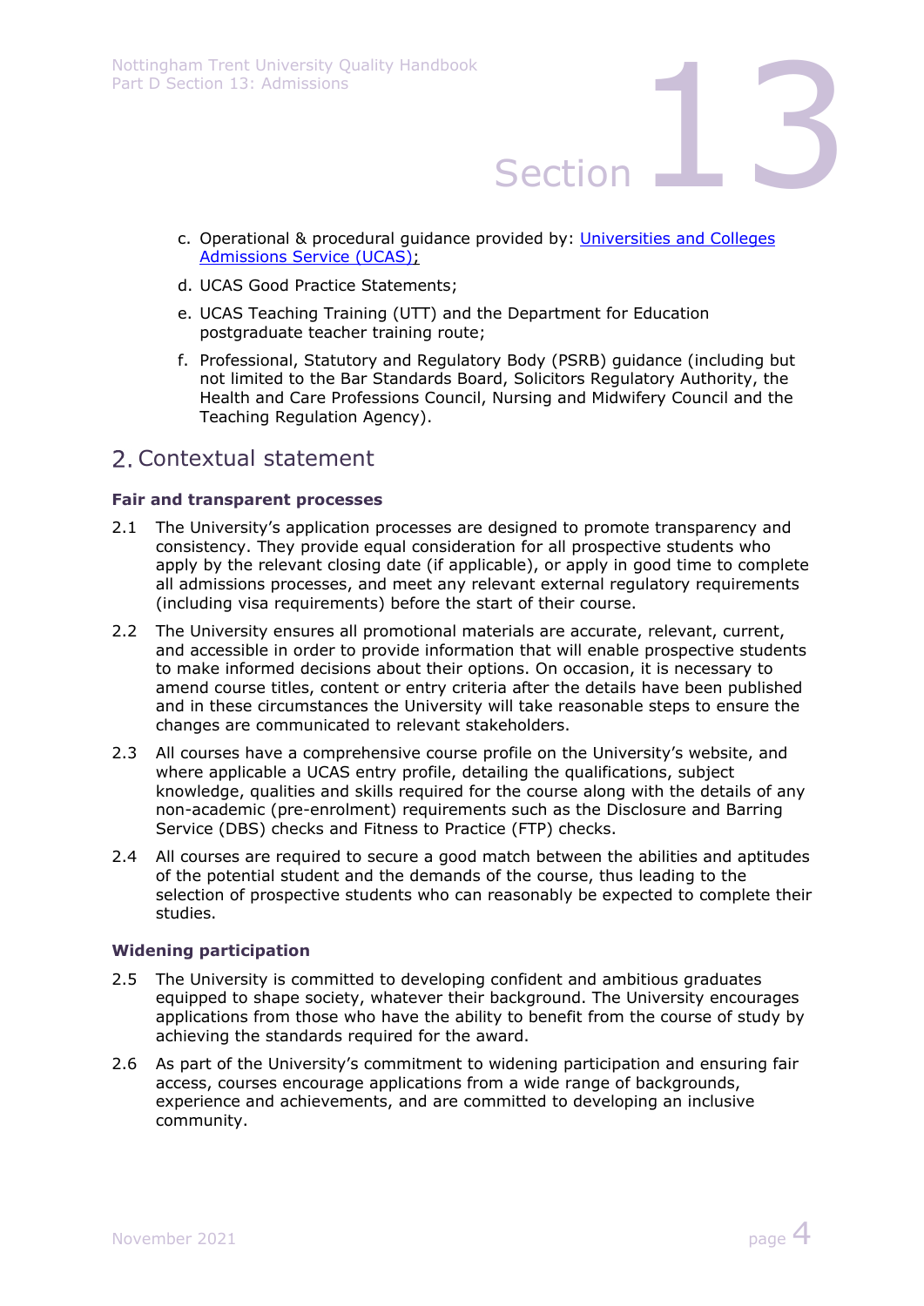c. Operational & procedural guidance provided by: [Universities and Colleges Admissions Service (UCAS)](#);
d. UCAS Good Practice Statements;
e. UCAS Teaching Training (UTT) and the Department for Education postgraduate teacher training route;
f. Professional, Statutory and Regulatory Body (PSRB) guidance (including but not limited to the Bar Standards Board, Solicitors Regulatory Authority, the Health and Care Professions Council, Nursing and Midwifery Council and the Teaching Regulation Agency).

## 2. Contextual statement

### Fair and transparent processes

2.1 The University's application processes are designed to promote transparency and consistency. They provide equal consideration for all prospective students who apply by the relevant closing date (if applicable), or apply in good time to complete all admissions processes, and meet any relevant external regulatory requirements (including visa requirements) before the start of their course.

2.2 The University ensures all promotional materials are accurate, relevant, current, and accessible in order to provide information that will enable prospective students to make informed decisions about their options. On occasion, it is necessary to amend course titles, content or entry criteria after the details have been published and in these circumstances the University will take reasonable steps to ensure the changes are communicated to relevant stakeholders.

2.3 All courses have a comprehensive course profile on the University's website, and where applicable a UCAS entry profile, detailing the qualifications, subject knowledge, qualities and skills required for the course along with the details of any non-academic (pre-enrolment) requirements such as the Disclosure and Barring Service (DBS) checks and Fitness to Practice (FTP) checks.

2.4 All courses are required to secure a good match between the abilities and aptitudes of the potential student and the demands of the course, thus leading to the selection of prospective students who can reasonably be expected to complete their studies.

### Widening participation

2.5 The University is committed to developing confident and ambitious graduates equipped to shape society, whatever their background. The University encourages applications from those who have the ability to benefit from the course of study by achieving the standards required for the award.

2.6 As part of the University's commitment to widening participation and ensuring fair access, courses encourage applications from a wide range of backgrounds, experience and achievements, and are committed to developing an inclusive community.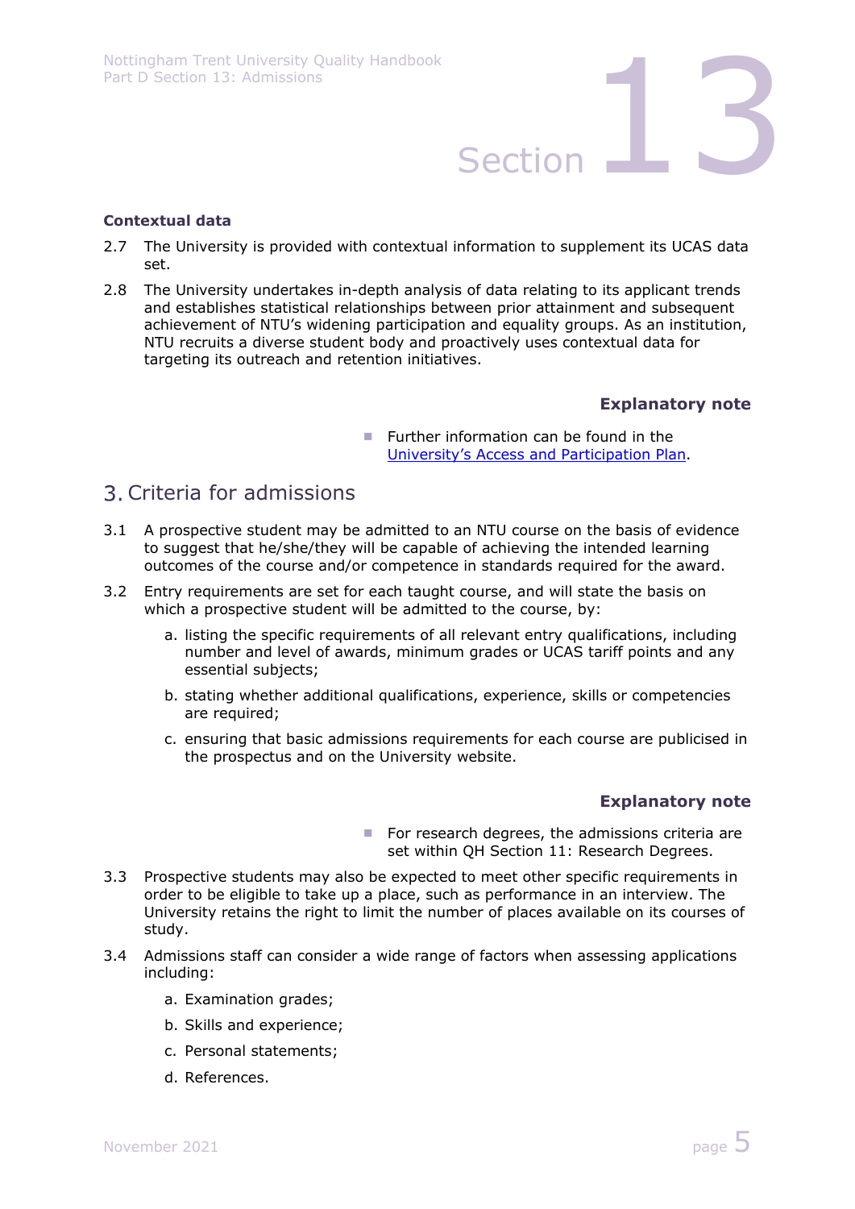### Contextual data

2.7 The University is provided with contextual information to supplement its UCAS data set.

2.8 The University undertakes in-depth analysis of data relating to its applicant trends and establishes statistical relationships between prior attainment and subsequent achievement of NTU's widening participation and equality groups. As an institution, NTU recruits a diverse student body and proactively uses contextual data for targeting its outreach and retention initiatives.

**Explanatory note**

- Further information can be found in the University's Access and Participation Plan.

## 3. Criteria for admissions

3.1 A prospective student may be admitted to an NTU course on the basis of evidence to suggest that he/she/they will be capable of achieving the intended learning outcomes of the course and/or competence in standards required for the award.

3.2 Entry requirements are set for each taught course, and will state the basis on which a prospective student will be admitted to the course, by:

a. listing the specific requirements of all relevant entry qualifications, including number and level of awards, minimum grades or UCAS tariff points and any essential subjects;

b. stating whether additional qualifications, experience, skills or competencies are required;

c. ensuring that basic admissions requirements for each course are publicised in the prospectus and on the University website.

**Explanatory note**

- For research degrees, the admissions criteria are set within QH Section 11: Research Degrees.

3.3 Prospective students may also be expected to meet other specific requirements in order to be eligible to take up a place, such as performance in an interview. The University retains the right to limit the number of places available on its courses of study.

3.4 Admissions staff can consider a wide range of factors when assessing applications including:

a. Examination grades;

b. Skills and experience;

c. Personal statements;

d. References.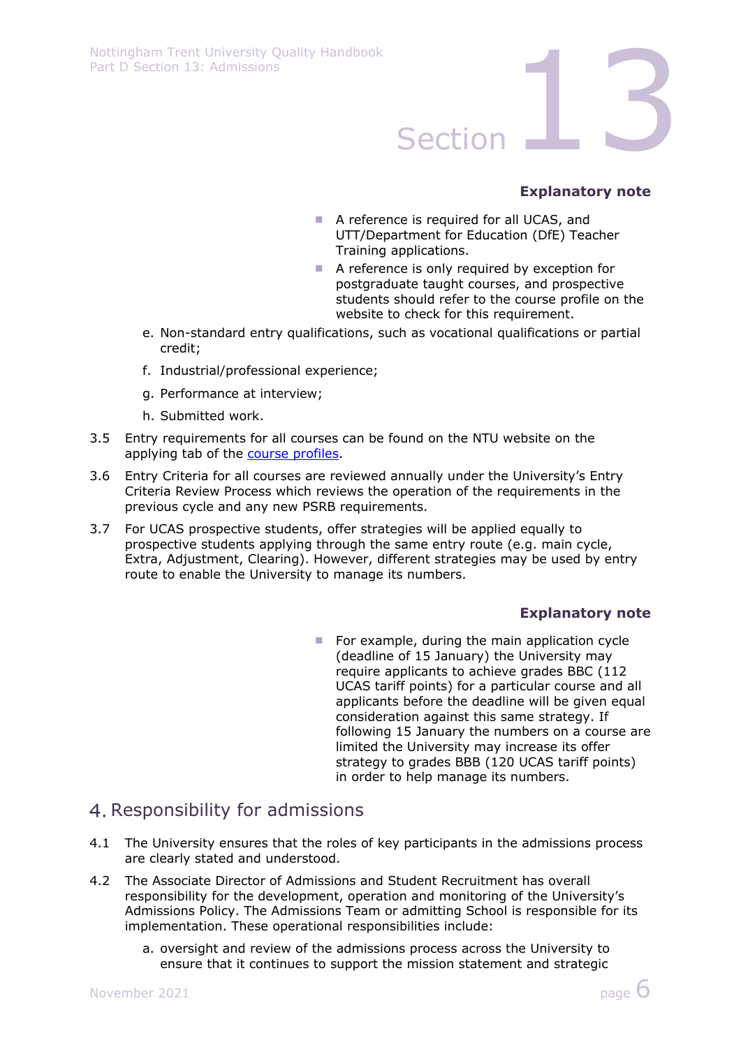**Explanatory note**

- A reference is required for all UCAS, and UTT/Department for Education (DfE) Teacher Training applications.
- A reference is only required by exception for postgraduate taught courses, and prospective students should refer to the course profile on the website to check for this requirement.

e. Non-standard entry qualifications, such as vocational qualifications or partial credit;

f. Industrial/professional experience;

g. Performance at interview;

h. Submitted work.

3.5 Entry requirements for all courses can be found on the NTU website on the applying tab of the [course profiles](course profiles).

3.6 Entry Criteria for all courses are reviewed annually under the University's Entry Criteria Review Process which reviews the operation of the requirements in the previous cycle and any new PSRB requirements.

3.7 For UCAS prospective students, offer strategies will be applied equally to prospective students applying through the same entry route (e.g. main cycle, Extra, Adjustment, Clearing). However, different strategies may be used by entry route to enable the University to manage its numbers.

**Explanatory note**

- For example, during the main application cycle (deadline of 15 January) the University may require applicants to achieve grades BBC (112 UCAS tariff points) for a particular course and all applicants before the deadline will be given equal consideration against this same strategy. If following 15 January the numbers on a course are limited the University may increase its offer strategy to grades BBB (120 UCAS tariff points) in order to help manage its numbers.

## 4. Responsibility for admissions

4.1 The University ensures that the roles of key participants in the admissions process are clearly stated and understood.

4.2 The Associate Director of Admissions and Student Recruitment has overall responsibility for the development, operation and monitoring of the University's Admissions Policy. The Admissions Team or admitting School is responsible for its implementation. These operational responsibilities include:

a. oversight and review of the admissions process across the University to ensure that it continues to support the mission statement and strategic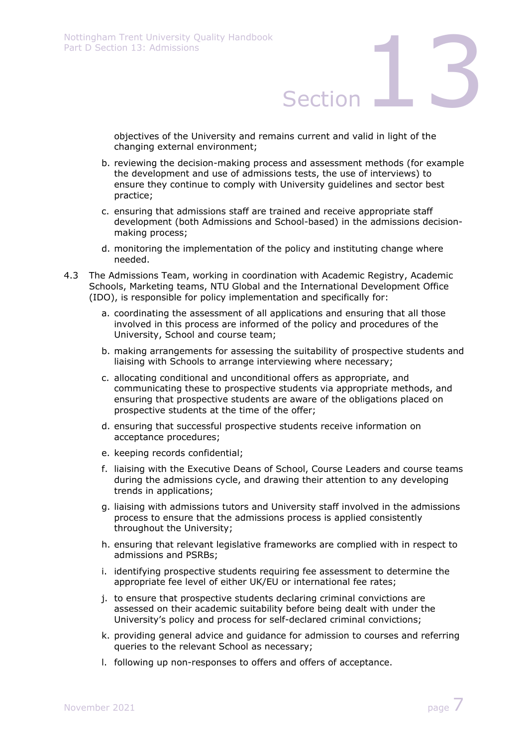objectives of the University and remains current and valid in light of the changing external environment;

b. reviewing the decision-making process and assessment methods (for example the development and use of admissions tests, the use of interviews) to ensure they continue to comply with University guidelines and sector best practice;

c. ensuring that admissions staff are trained and receive appropriate staff development (both Admissions and School-based) in the admissions decision-making process;

d. monitoring the implementation of the policy and instituting change where needed.

4.3 The Admissions Team, working in coordination with Academic Registry, Academic Schools, Marketing teams, NTU Global and the International Development Office (IDO), is responsible for policy implementation and specifically for:

a. coordinating the assessment of all applications and ensuring that all those involved in this process are informed of the policy and procedures of the University, School and course team;

b. making arrangements for assessing the suitability of prospective students and liaising with Schools to arrange interviewing where necessary;

c. allocating conditional and unconditional offers as appropriate, and communicating these to prospective students via appropriate methods, and ensuring that prospective students are aware of the obligations placed on prospective students at the time of the offer;

d. ensuring that successful prospective students receive information on acceptance procedures;

e. keeping records confidential;

f. liaising with the Executive Deans of School, Course Leaders and course teams during the admissions cycle, and drawing their attention to any developing trends in applications;

g. liaising with admissions tutors and University staff involved in the admissions process to ensure that the admissions process is applied consistently throughout the University;

h. ensuring that relevant legislative frameworks are complied with in respect to admissions and PSRBs;

i. identifying prospective students requiring fee assessment to determine the appropriate fee level of either UK/EU or international fee rates;

j. to ensure that prospective students declaring criminal convictions are assessed on their academic suitability before being dealt with under the University's policy and process for self-declared criminal convictions;

k. providing general advice and guidance for admission to courses and referring queries to the relevant School as necessary;

l. following up non-responses to offers and offers of acceptance.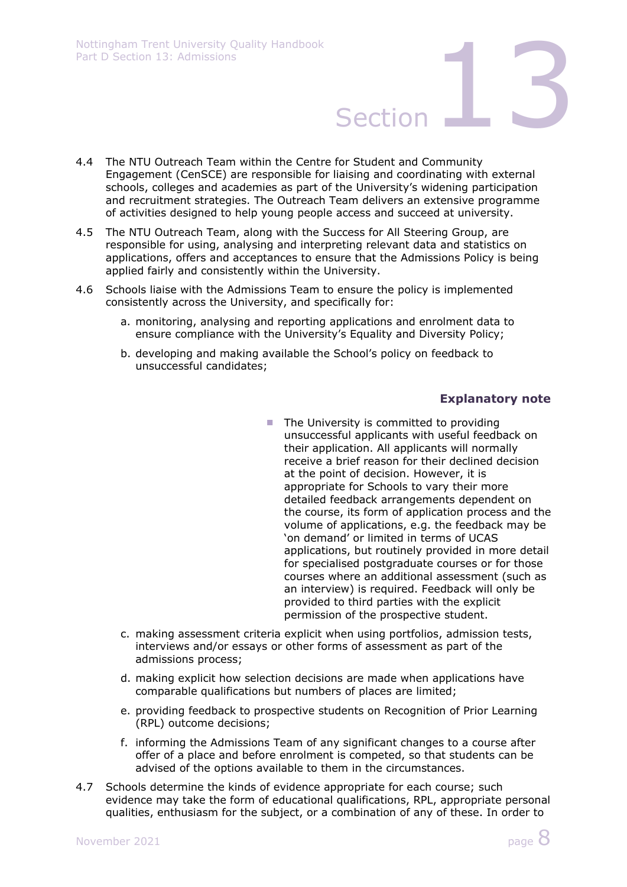4.4 The NTU Outreach Team within the Centre for Student and Community Engagement (CenSCE) are responsible for liaising and coordinating with external schools, colleges and academies as part of the University's widening participation and recruitment strategies. The Outreach Team delivers an extensive programme of activities designed to help young people access and succeed at university.

4.5 The NTU Outreach Team, along with the Success for All Steering Group, are responsible for using, analysing and interpreting relevant data and statistics on applications, offers and acceptances to ensure that the Admissions Policy is being applied fairly and consistently within the University.

4.6 Schools liaise with the Admissions Team to ensure the policy is implemented consistently across the University, and specifically for:

a. monitoring, analysing and reporting applications and enrolment data to ensure compliance with the University's Equality and Diversity Policy;

b. developing and making available the School's policy on feedback to unsuccessful candidates;

**Explanatory note**

- The University is committed to providing unsuccessful applicants with useful feedback on their application. All applicants will normally receive a brief reason for their declined decision at the point of decision. However, it is appropriate for Schools to vary their more detailed feedback arrangements dependent on the course, its form of application process and the volume of applications, e.g. the feedback may be 'on demand' or limited in terms of UCAS applications, but routinely provided in more detail for specialised postgraduate courses or for those courses where an additional assessment (such as an interview) is required. Feedback will only be provided to third parties with the explicit permission of the prospective student.

c. making assessment criteria explicit when using portfolios, admission tests, interviews and/or essays or other forms of assessment as part of the admissions process;

d. making explicit how selection decisions are made when applications have comparable qualifications but numbers of places are limited;

e. providing feedback to prospective students on Recognition of Prior Learning (RPL) outcome decisions;

f. informing the Admissions Team of any significant changes to a course after offer of a place and before enrolment is competed, so that students can be advised of the options available to them in the circumstances.

4.7 Schools determine the kinds of evidence appropriate for each course; such evidence may take the form of educational qualifications, RPL, appropriate personal qualities, enthusiasm for the subject, or a combination of any of these. In order to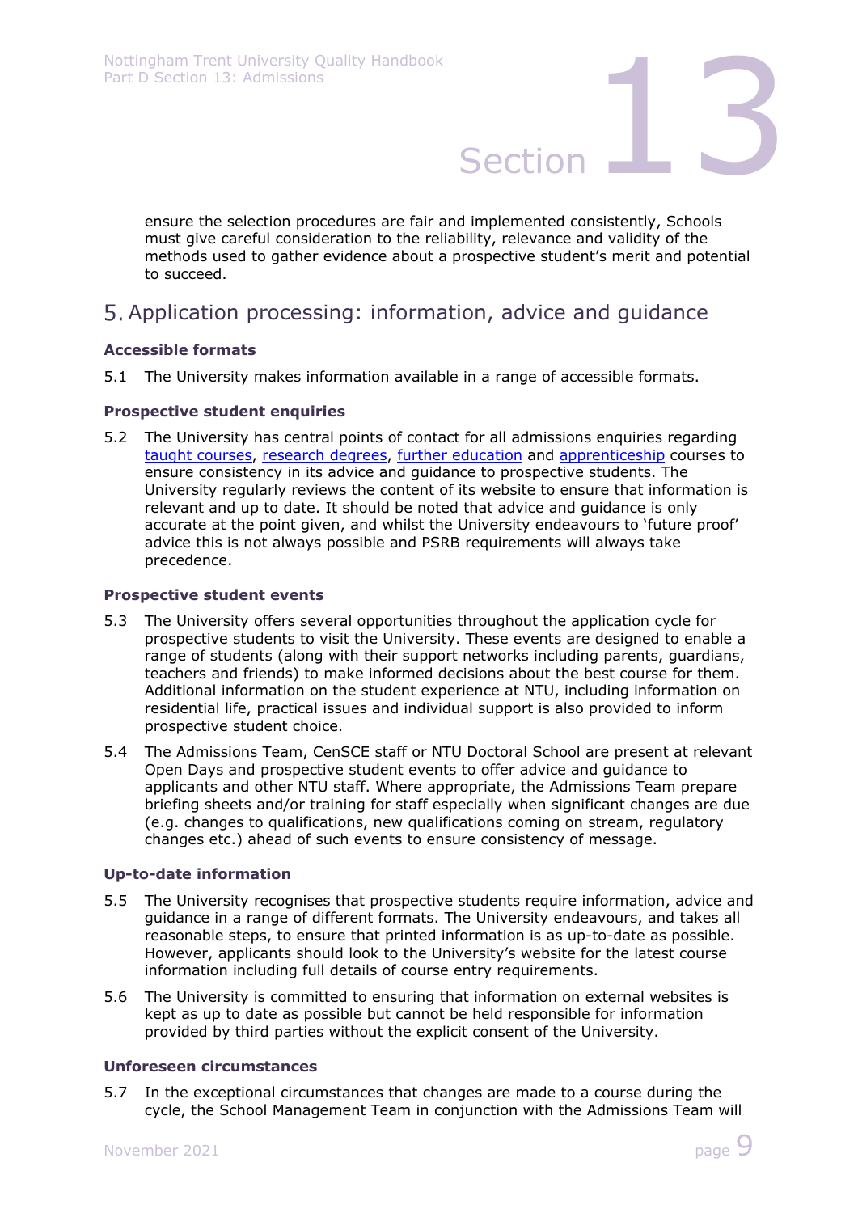ensure the selection procedures are fair and implemented consistently, Schools must give careful consideration to the reliability, relevance and validity of the methods used to gather evidence about a prospective student's merit and potential to succeed.

## 5. Application processing: information, advice and guidance

### Accessible formats

5.1 The University makes information available in a range of accessible formats.

### Prospective student enquiries

5.2 The University has central points of contact for all admissions enquiries regarding taught courses, research degrees, further education and apprenticeship courses to ensure consistency in its advice and guidance to prospective students. The University regularly reviews the content of its website to ensure that information is relevant and up to date. It should be noted that advice and guidance is only accurate at the point given, and whilst the University endeavours to 'future proof' advice this is not always possible and PSRB requirements will always take precedence.

### Prospective student events

5.3 The University offers several opportunities throughout the application cycle for prospective students to visit the University. These events are designed to enable a range of students (along with their support networks including parents, guardians, teachers and friends) to make informed decisions about the best course for them. Additional information on the student experience at NTU, including information on residential life, practical issues and individual support is also provided to inform prospective student choice.

5.4 The Admissions Team, CenSCE staff or NTU Doctoral School are present at relevant Open Days and prospective student events to offer advice and guidance to applicants and other NTU staff. Where appropriate, the Admissions Team prepare briefing sheets and/or training for staff especially when significant changes are due (e.g. changes to qualifications, new qualifications coming on stream, regulatory changes etc.) ahead of such events to ensure consistency of message.

### Up-to-date information

5.5 The University recognises that prospective students require information, advice and guidance in a range of different formats. The University endeavours, and takes all reasonable steps, to ensure that printed information is as up-to-date as possible. However, applicants should look to the University's website for the latest course information including full details of course entry requirements.

5.6 The University is committed to ensuring that information on external websites is kept as up to date as possible but cannot be held responsible for information provided by third parties without the explicit consent of the University.

### Unforeseen circumstances

5.7 In the exceptional circumstances that changes are made to a course during the cycle, the School Management Team in conjunction with the Admissions Team will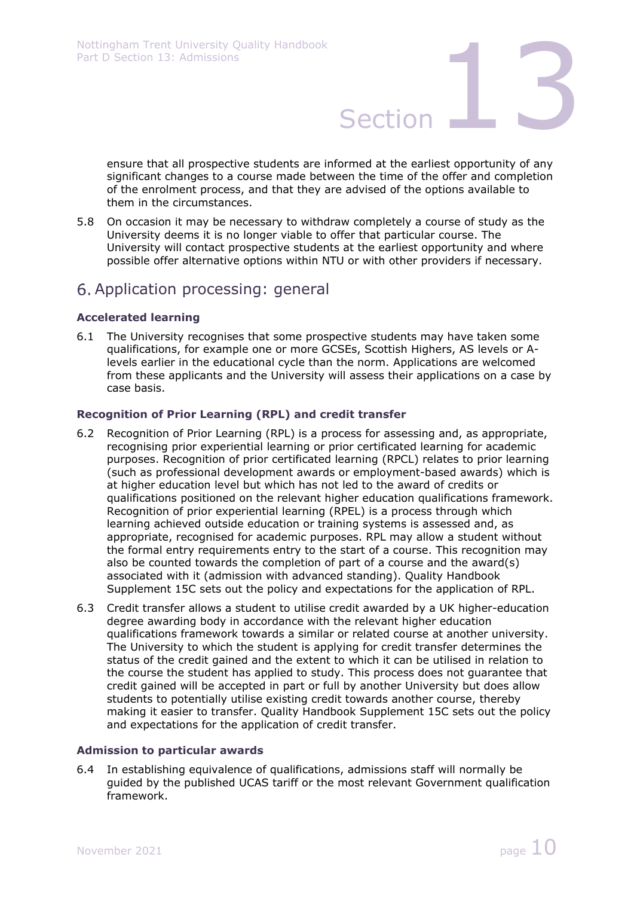ensure that all prospective students are informed at the earliest opportunity of any significant changes to a course made between the time of the offer and completion of the enrolment process, and that they are advised of the options available to them in the circumstances.

5.8 On occasion it may be necessary to withdraw completely a course of study as the University deems it is no longer viable to offer that particular course. The University will contact prospective students at the earliest opportunity and where possible offer alternative options within NTU or with other providers if necessary.

## 6. Application processing: general

### Accelerated learning

6.1 The University recognises that some prospective students may have taken some qualifications, for example one or more GCSEs, Scottish Highers, AS levels or A-levels earlier in the educational cycle than the norm. Applications are welcomed from these applicants and the University will assess their applications on a case by case basis.

### Recognition of Prior Learning (RPL) and credit transfer

6.2 Recognition of Prior Learning (RPL) is a process for assessing and, as appropriate, recognising prior experiential learning or prior certificated learning for academic purposes. Recognition of prior certificated learning (RPCL) relates to prior learning (such as professional development awards or employment-based awards) which is at higher education level but which has not led to the award of credits or qualifications positioned on the relevant higher education qualifications framework. Recognition of prior experiential learning (RPEL) is a process through which learning achieved outside education or training systems is assessed and, as appropriate, recognised for academic purposes. RPL may allow a student without the formal entry requirements entry to the start of a course. This recognition may also be counted towards the completion of part of a course and the award(s) associated with it (admission with advanced standing). Quality Handbook Supplement 15C sets out the policy and expectations for the application of RPL.

6.3 Credit transfer allows a student to utilise credit awarded by a UK higher-education degree awarding body in accordance with the relevant higher education qualifications framework towards a similar or related course at another university. The University to which the student is applying for credit transfer determines the status of the credit gained and the extent to which it can be utilised in relation to the course the student has applied to study. This process does not guarantee that credit gained will be accepted in part or full by another University but does allow students to potentially utilise existing credit towards another course, thereby making it easier to transfer. Quality Handbook Supplement 15C sets out the policy and expectations for the application of credit transfer.

### Admission to particular awards

6.4 In establishing equivalence of qualifications, admissions staff will normally be guided by the published UCAS tariff or the most relevant Government qualification framework.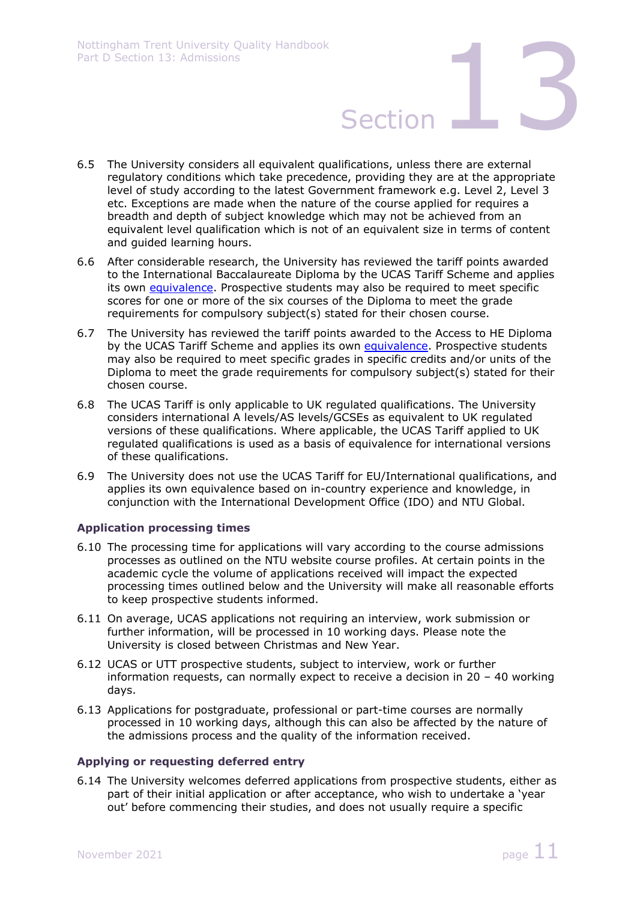6.5 The University considers all equivalent qualifications, unless there are external regulatory conditions which take precedence, providing they are at the appropriate level of study according to the latest Government framework e.g. Level 2, Level 3 etc. Exceptions are made when the nature of the course applied for requires a breadth and depth of subject knowledge which may not be achieved from an equivalent level qualification which is not of an equivalent size in terms of content and guided learning hours.

6.6 After considerable research, the University has reviewed the tariff points awarded to the International Baccalaureate Diploma by the UCAS Tariff Scheme and applies its own equivalence. Prospective students may also be required to meet specific scores for one or more of the six courses of the Diploma to meet the grade requirements for compulsory subject(s) stated for their chosen course.

6.7 The University has reviewed the tariff points awarded to the Access to HE Diploma by the UCAS Tariff Scheme and applies its own equivalence. Prospective students may also be required to meet specific grades in specific credits and/or units of the Diploma to meet the grade requirements for compulsory subject(s) stated for their chosen course.

6.8 The UCAS Tariff is only applicable to UK regulated qualifications. The University considers international A levels/AS levels/GCSEs as equivalent to UK regulated versions of these qualifications. Where applicable, the UCAS Tariff applied to UK regulated qualifications is used as a basis of equivalence for international versions of these qualifications.

6.9 The University does not use the UCAS Tariff for EU/International qualifications, and applies its own equivalence based on in-country experience and knowledge, in conjunction with the International Development Office (IDO) and NTU Global.

### Application processing times

6.10 The processing time for applications will vary according to the course admissions processes as outlined on the NTU website course profiles. At certain points in the academic cycle the volume of applications received will impact the expected processing times outlined below and the University will make all reasonable efforts to keep prospective students informed.

6.11 On average, UCAS applications not requiring an interview, work submission or further information, will be processed in 10 working days. Please note the University is closed between Christmas and New Year.

6.12 UCAS or UTT prospective students, subject to interview, work or further information requests, can normally expect to receive a decision in 20 – 40 working days.

6.13 Applications for postgraduate, professional or part-time courses are normally processed in 10 working days, although this can also be affected by the nature of the admissions process and the quality of the information received.

### Applying or requesting deferred entry

6.14 The University welcomes deferred applications from prospective students, either as part of their initial application or after acceptance, who wish to undertake a 'year out' before commencing their studies, and does not usually require a specific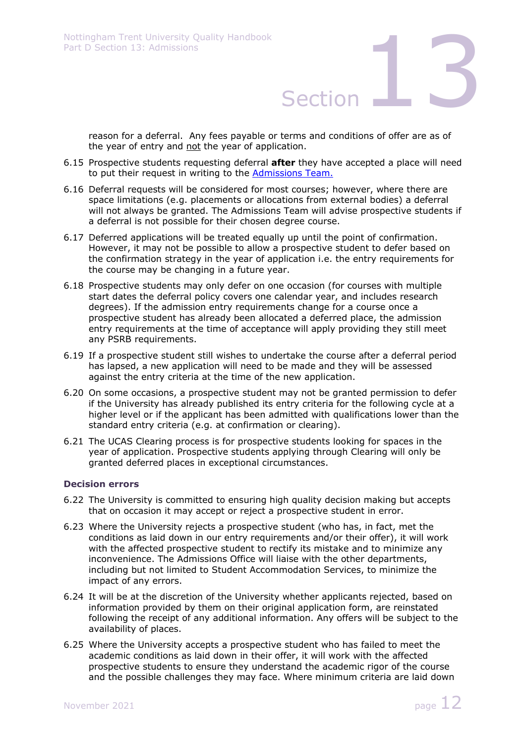reason for a deferral. Any fees payable or terms and conditions of offer are as of the year of entry and not the year of application.

6.15 Prospective students requesting deferral **after** they have accepted a place will need to put their request in writing to the [Admissions Team.]

6.16 Deferral requests will be considered for most courses; however, where there are space limitations (e.g. placements or allocations from external bodies) a deferral will not always be granted. The Admissions Team will advise prospective students if a deferral is not possible for their chosen degree course.

6.17 Deferred applications will be treated equally up until the point of confirmation. However, it may not be possible to allow a prospective student to defer based on the confirmation strategy in the year of application i.e. the entry requirements for the course may be changing in a future year.

6.18 Prospective students may only defer on one occasion (for courses with multiple start dates the deferral policy covers one calendar year, and includes research degrees). If the admission entry requirements change for a course once a prospective student has already been allocated a deferred place, the admission entry requirements at the time of acceptance will apply providing they still meet any PSRB requirements.

6.19 If a prospective student still wishes to undertake the course after a deferral period has lapsed, a new application will need to be made and they will be assessed against the entry criteria at the time of the new application.

6.20 On some occasions, a prospective student may not be granted permission to defer if the University has already published its entry criteria for the following cycle at a higher level or if the applicant has been admitted with qualifications lower than the standard entry criteria (e.g. at confirmation or clearing).

6.21 The UCAS Clearing process is for prospective students looking for spaces in the year of application. Prospective students applying through Clearing will only be granted deferred places in exceptional circumstances.

### Decision errors

6.22 The University is committed to ensuring high quality decision making but accepts that on occasion it may accept or reject a prospective student in error.

6.23 Where the University rejects a prospective student (who has, in fact, met the conditions as laid down in our entry requirements and/or their offer), it will work with the affected prospective student to rectify its mistake and to minimize any inconvenience. The Admissions Office will liaise with the other departments, including but not limited to Student Accommodation Services, to minimize the impact of any errors.

6.24 It will be at the discretion of the University whether applicants rejected, based on information provided by them on their original application form, are reinstated following the receipt of any additional information. Any offers will be subject to the availability of places.

6.25 Where the University accepts a prospective student who has failed to meet the academic conditions as laid down in their offer, it will work with the affected prospective students to ensure they understand the academic rigor of the course and the possible challenges they may face. Where minimum criteria are laid down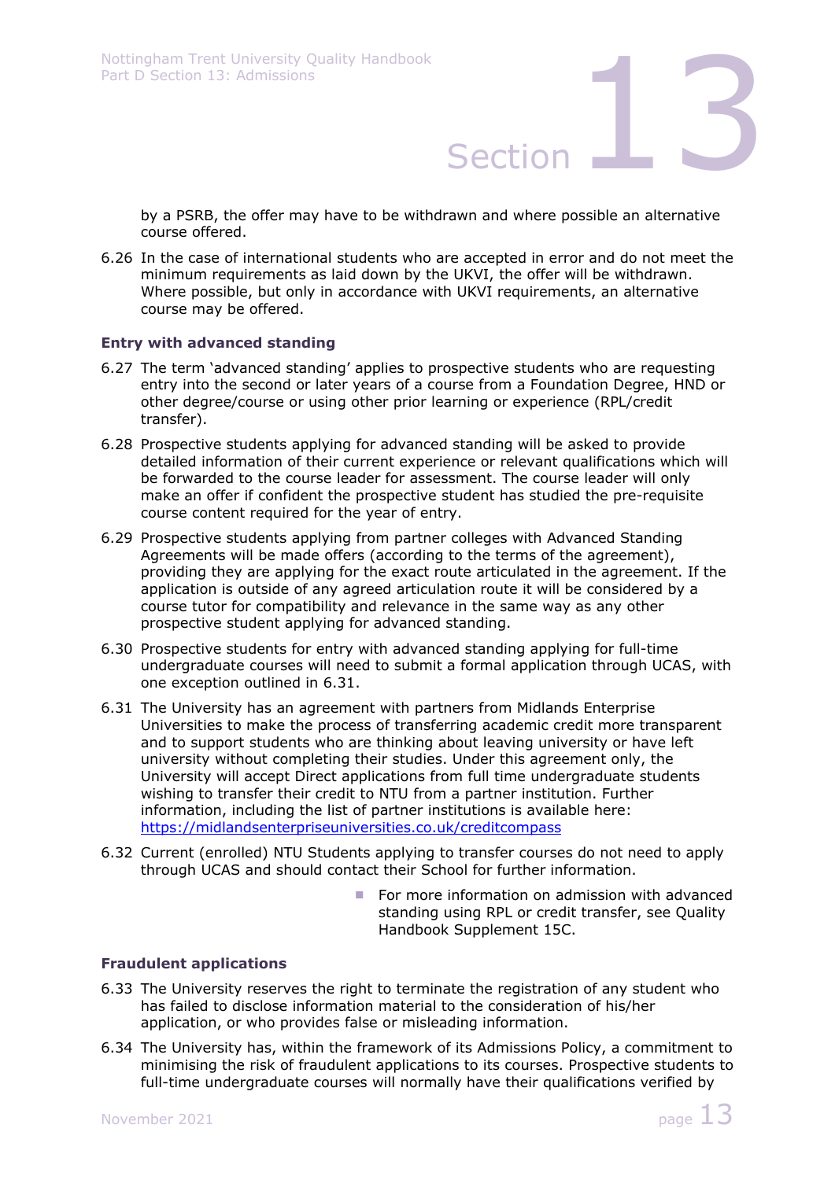by a PSRB, the offer may have to be withdrawn and where possible an alternative course offered.

6.26 In the case of international students who are accepted in error and do not meet the minimum requirements as laid down by the UKVI, the offer will be withdrawn. Where possible, but only in accordance with UKVI requirements, an alternative course may be offered.

**Entry with advanced standing**

6.27 The term 'advanced standing' applies to prospective students who are requesting entry into the second or later years of a course from a Foundation Degree, HND or other degree/course or using other prior learning or experience (RPL/credit transfer).

6.28 Prospective students applying for advanced standing will be asked to provide detailed information of their current experience or relevant qualifications which will be forwarded to the course leader for assessment. The course leader will only make an offer if confident the prospective student has studied the pre-requisite course content required for the year of entry.

6.29 Prospective students applying from partner colleges with Advanced Standing Agreements will be made offers (according to the terms of the agreement), providing they are applying for the exact route articulated in the agreement. If the application is outside of any agreed articulation route it will be considered by a course tutor for compatibility and relevance in the same way as any other prospective student applying for advanced standing.

6.30 Prospective students for entry with advanced standing applying for full-time undergraduate courses will need to submit a formal application through UCAS, with one exception outlined in 6.31.

6.31 The University has an agreement with partners from Midlands Enterprise Universities to make the process of transferring academic credit more transparent and to support students who are thinking about leaving university or have left university without completing their studies. Under this agreement only, the University will accept Direct applications from full time undergraduate students wishing to transfer their credit to NTU from a partner institution. Further information, including the list of partner institutions is available here: [https://midlandsenterpriseuniversities.co.uk/creditcompass](https://midlandsenterpriseuniversities.co.uk/creditcompass)

6.32 Current (enrolled) NTU Students applying to transfer courses do not need to apply through UCAS and should contact their School for further information.

- For more information on admission with advanced standing using RPL or credit transfer, see Quality Handbook Supplement 15C.

**Fraudulent applications**

6.33 The University reserves the right to terminate the registration of any student who has failed to disclose information material to the consideration of his/her application, or who provides false or misleading information.

6.34 The University has, within the framework of its Admissions Policy, a commitment to minimising the risk of fraudulent applications to its courses. Prospective students to full-time undergraduate courses will normally have their qualifications verified by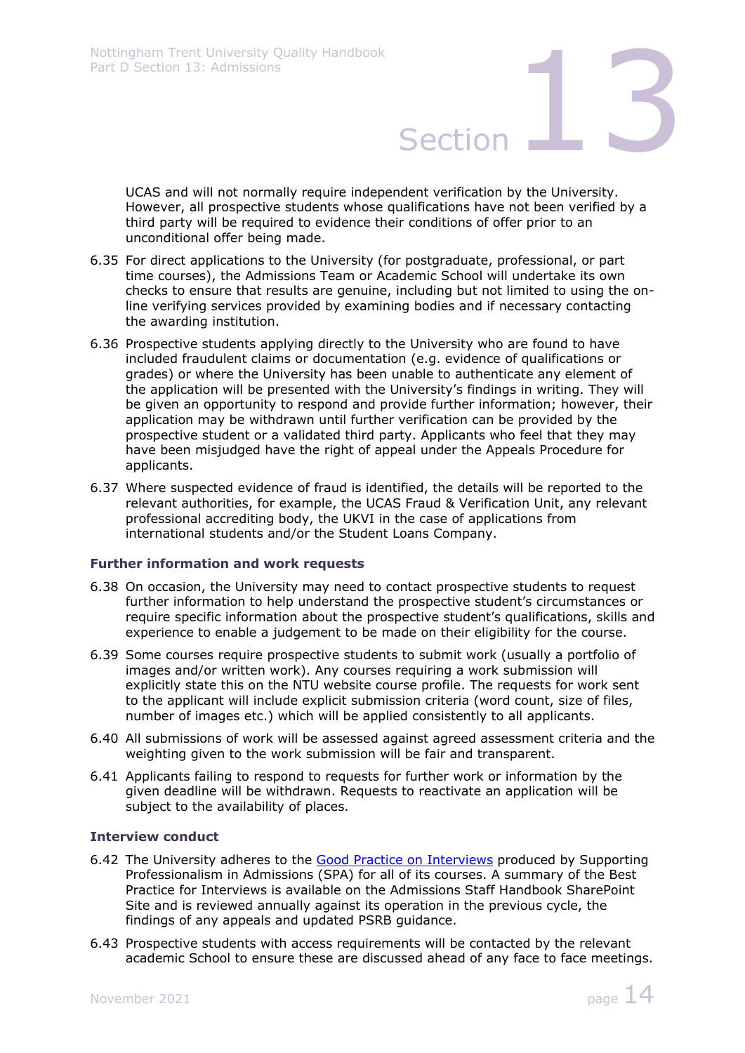UCAS and will not normally require independent verification by the University. However, all prospective students whose qualifications have not been verified by a third party will be required to evidence their conditions of offer prior to an unconditional offer being made.

6.35 For direct applications to the University (for postgraduate, professional, or part time courses), the Admissions Team or Academic School will undertake its own checks to ensure that results are genuine, including but not limited to using the on-line verifying services provided by examining bodies and if necessary contacting the awarding institution.

6.36 Prospective students applying directly to the University who are found to have included fraudulent claims or documentation (e.g. evidence of qualifications or grades) or where the University has been unable to authenticate any element of the application will be presented with the University's findings in writing. They will be given an opportunity to respond and provide further information; however, their application may be withdrawn until further verification can be provided by the prospective student or a validated third party. Applicants who feel that they may have been misjudged have the right of appeal under the Appeals Procedure for applicants.

6.37 Where suspected evidence of fraud is identified, the details will be reported to the relevant authorities, for example, the UCAS Fraud & Verification Unit, any relevant professional accrediting body, the UKVI in the case of applications from international students and/or the Student Loans Company.

### Further information and work requests

6.38 On occasion, the University may need to contact prospective students to request further information to help understand the prospective student's circumstances or require specific information about the prospective student's qualifications, skills and experience to enable a judgement to be made on their eligibility for the course.

6.39 Some courses require prospective students to submit work (usually a portfolio of images and/or written work). Any courses requiring a work submission will explicitly state this on the NTU website course profile. The requests for work sent to the applicant will include explicit submission criteria (word count, size of files, number of images etc.) which will be applied consistently to all applicants.

6.40 All submissions of work will be assessed against agreed assessment criteria and the weighting given to the work submission will be fair and transparent.

6.41 Applicants failing to respond to requests for further work or information by the given deadline will be withdrawn. Requests to reactivate an application will be subject to the availability of places.

### Interview conduct

6.42 The University adheres to the Good Practice on Interviews produced by Supporting Professionalism in Admissions (SPA) for all of its courses. A summary of the Best Practice for Interviews is available on the Admissions Staff Handbook SharePoint Site and is reviewed annually against its operation in the previous cycle, the findings of any appeals and updated PSRB guidance.

6.43 Prospective students with access requirements will be contacted by the relevant academic School to ensure these are discussed ahead of any face to face meetings.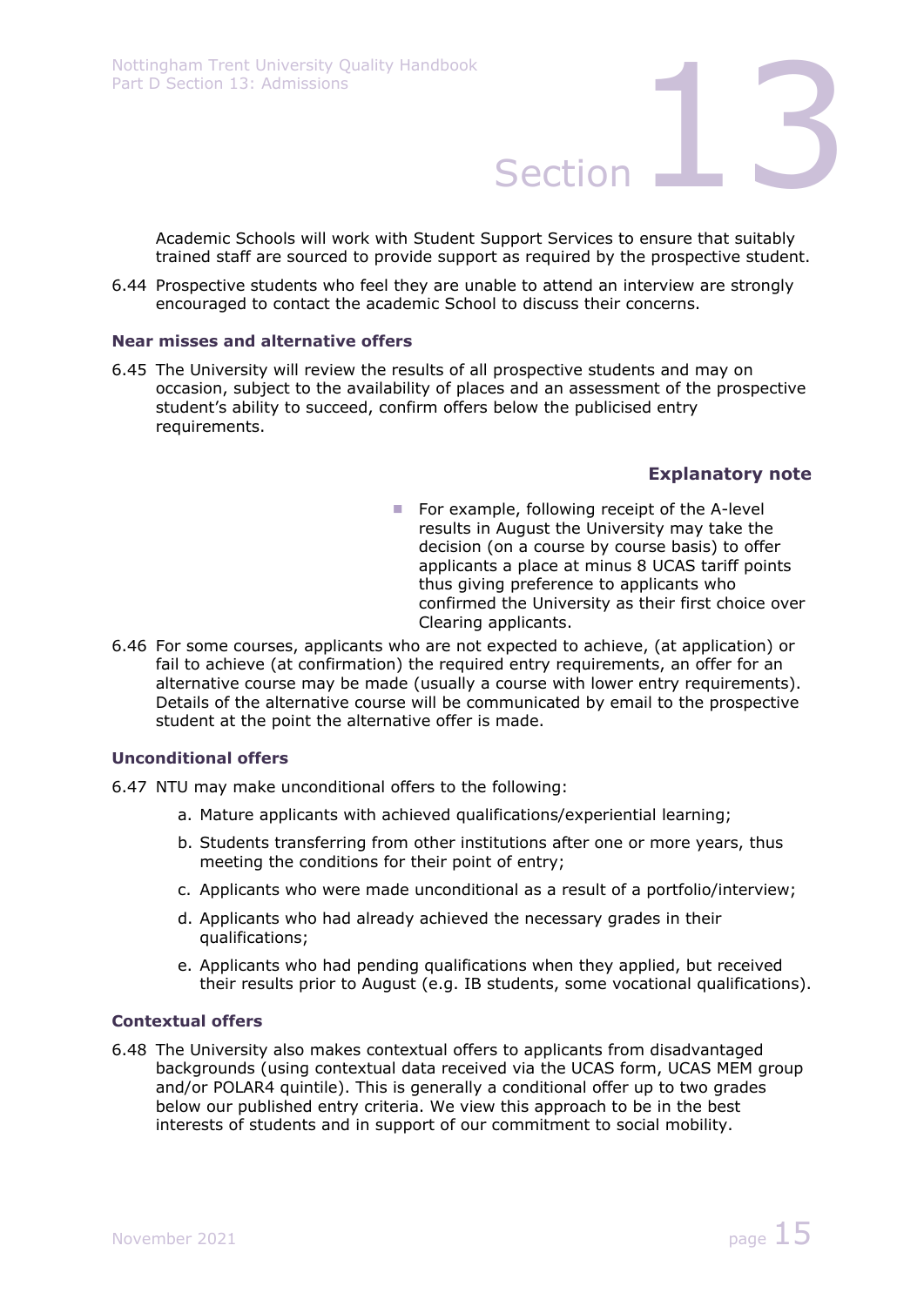Academic Schools will work with Student Support Services to ensure that suitably trained staff are sourced to provide support as required by the prospective student.

6.44 Prospective students who feel they are unable to attend an interview are strongly encouraged to contact the academic School to discuss their concerns.

### Near misses and alternative offers

6.45 The University will review the results of all prospective students and may on occasion, subject to the availability of places and an assessment of the prospective student's ability to succeed, confirm offers below the publicised entry requirements.

**Explanatory note**

- For example, following receipt of the A-level results in August the University may take the decision (on a course by course basis) to offer applicants a place at minus 8 UCAS tariff points thus giving preference to applicants who confirmed the University as their first choice over Clearing applicants.

6.46 For some courses, applicants who are not expected to achieve, (at application) or fail to achieve (at confirmation) the required entry requirements, an offer for an alternative course may be made (usually a course with lower entry requirements). Details of the alternative course will be communicated by email to the prospective student at the point the alternative offer is made.

### Unconditional offers

6.47 NTU may make unconditional offers to the following:

a. Mature applicants with achieved qualifications/experiential learning;

b. Students transferring from other institutions after one or more years, thus meeting the conditions for their point of entry;

c. Applicants who were made unconditional as a result of a portfolio/interview;

d. Applicants who had already achieved the necessary grades in their qualifications;

e. Applicants who had pending qualifications when they applied, but received their results prior to August (e.g. IB students, some vocational qualifications).

### Contextual offers

6.48 The University also makes contextual offers to applicants from disadvantaged backgrounds (using contextual data received via the UCAS form, UCAS MEM group and/or POLAR4 quintile). This is generally a conditional offer up to two grades below our published entry criteria. We view this approach to be in the best interests of students and in support of our commitment to social mobility.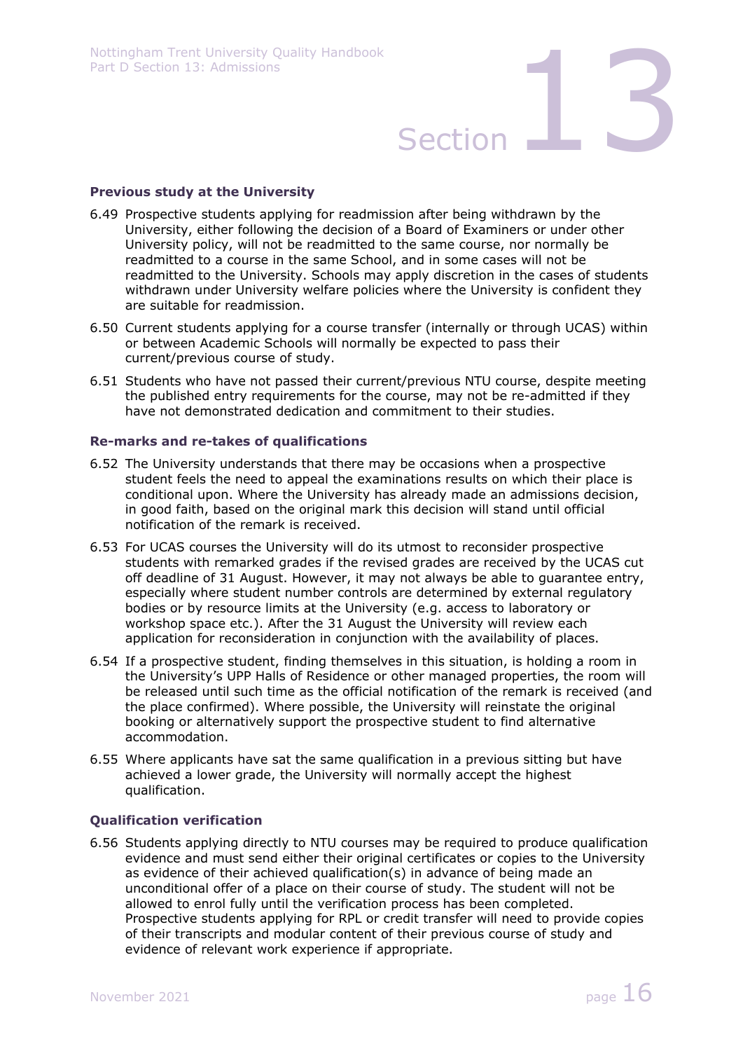### Previous study at the University

6.49 Prospective students applying for readmission after being withdrawn by the University, either following the decision of a Board of Examiners or under other University policy, will not be readmitted to the same course, nor normally be readmitted to a course in the same School, and in some cases will not be readmitted to the University. Schools may apply discretion in the cases of students withdrawn under University welfare policies where the University is confident they are suitable for readmission.

6.50 Current students applying for a course transfer (internally or through UCAS) within or between Academic Schools will normally be expected to pass their current/previous course of study.

6.51 Students who have not passed their current/previous NTU course, despite meeting the published entry requirements for the course, may not be re-admitted if they have not demonstrated dedication and commitment to their studies.

### Re-marks and re-takes of qualifications

6.52 The University understands that there may be occasions when a prospective student feels the need to appeal the examinations results on which their place is conditional upon. Where the University has already made an admissions decision, in good faith, based on the original mark this decision will stand until official notification of the remark is received.

6.53 For UCAS courses the University will do its utmost to reconsider prospective students with remarked grades if the revised grades are received by the UCAS cut off deadline of 31 August. However, it may not always be able to guarantee entry, especially where student number controls are determined by external regulatory bodies or by resource limits at the University (e.g. access to laboratory or workshop space etc.). After the 31 August the University will review each application for reconsideration in conjunction with the availability of places.

6.54 If a prospective student, finding themselves in this situation, is holding a room in the University's UPP Halls of Residence or other managed properties, the room will be released until such time as the official notification of the remark is received (and the place confirmed). Where possible, the University will reinstate the original booking or alternatively support the prospective student to find alternative accommodation.

6.55 Where applicants have sat the same qualification in a previous sitting but have achieved a lower grade, the University will normally accept the highest qualification.

### Qualification verification

6.56 Students applying directly to NTU courses may be required to produce qualification evidence and must send either their original certificates or copies to the University as evidence of their achieved qualification(s) in advance of being made an unconditional offer of a place on their course of study. The student will not be allowed to enrol fully until the verification process has been completed. Prospective students applying for RPL or credit transfer will need to provide copies of their transcripts and modular content of their previous course of study and evidence of relevant work experience if appropriate.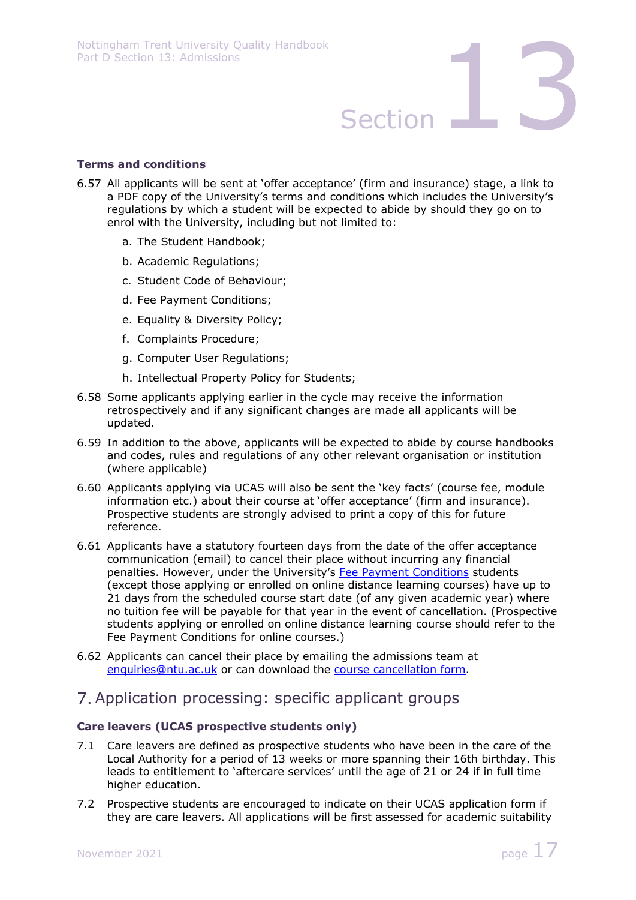### Terms and conditions

6.57 All applicants will be sent at 'offer acceptance' (firm and insurance) stage, a link to a PDF copy of the University's terms and conditions which includes the University's regulations by which a student will be expected to abide by should they go on to enrol with the University, including but not limited to:

a. The Student Handbook;

b. Academic Regulations;

c. Student Code of Behaviour;

d. Fee Payment Conditions;

e. Equality & Diversity Policy;

f. Complaints Procedure;

g. Computer User Regulations;

h. Intellectual Property Policy for Students;

6.58 Some applicants applying earlier in the cycle may receive the information retrospectively and if any significant changes are made all applicants will be updated.

6.59 In addition to the above, applicants will be expected to abide by course handbooks and codes, rules and regulations of any other relevant organisation or institution (where applicable)

6.60 Applicants applying via UCAS will also be sent the 'key facts' (course fee, module information etc.) about their course at 'offer acceptance' (firm and insurance). Prospective students are strongly advised to print a copy of this for future reference.

6.61 Applicants have a statutory fourteen days from the date of the offer acceptance communication (email) to cancel their place without incurring any financial penalties. However, under the University's [Fee Payment Conditions] students (except those applying or enrolled on online distance learning courses) have up to 21 days from the scheduled course start date (of any given academic year) where no tuition fee will be payable for that year in the event of cancellation. (Prospective students applying or enrolled on online distance learning course should refer to the Fee Payment Conditions for online courses.)

6.62 Applicants can cancel their place by emailing the admissions team at enquiries@ntu.ac.uk or can download the [course cancellation form].

## 7. Application processing: specific applicant groups

### Care leavers (UCAS prospective students only)

7.1 Care leavers are defined as prospective students who have been in the care of the Local Authority for a period of 13 weeks or more spanning their 16th birthday. This leads to entitlement to 'aftercare services' until the age of 21 or 24 if in full time higher education.

7.2 Prospective students are encouraged to indicate on their UCAS application form if they are care leavers. All applications will be first assessed for academic suitability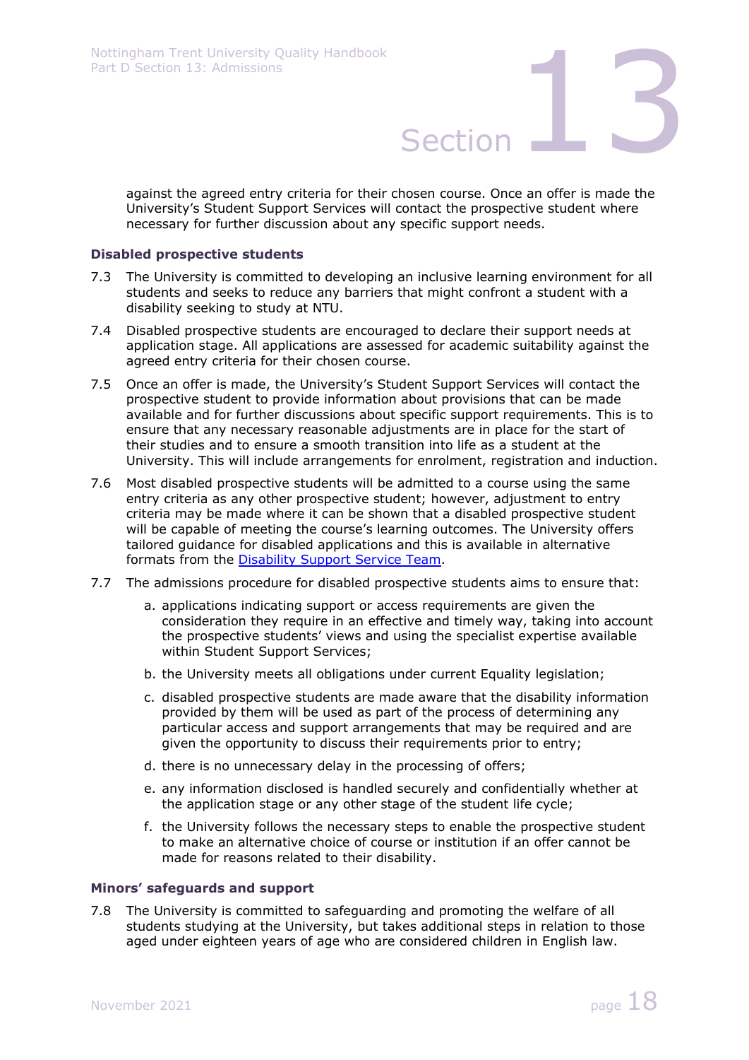against the agreed entry criteria for their chosen course. Once an offer is made the University's Student Support Services will contact the prospective student where necessary for further discussion about any specific support needs.

### Disabled prospective students

7.3 The University is committed to developing an inclusive learning environment for all students and seeks to reduce any barriers that might confront a student with a disability seeking to study at NTU.

7.4 Disabled prospective students are encouraged to declare their support needs at application stage. All applications are assessed for academic suitability against the agreed entry criteria for their chosen course.

7.5 Once an offer is made, the University's Student Support Services will contact the prospective student to provide information about provisions that can be made available and for further discussions about specific support requirements. This is to ensure that any necessary reasonable adjustments are in place for the start of their studies and to ensure a smooth transition into life as a student at the University. This will include arrangements for enrolment, registration and induction.

7.6 Most disabled prospective students will be admitted to a course using the same entry criteria as any other prospective student; however, adjustment to entry criteria may be made where it can be shown that a disabled prospective student will be capable of meeting the course's learning outcomes. The University offers tailored guidance for disabled applications and this is available in alternative formats from the Disability Support Service Team.

7.7 The admissions procedure for disabled prospective students aims to ensure that:

a. applications indicating support or access requirements are given the consideration they require in an effective and timely way, taking into account the prospective students' views and using the specialist expertise available within Student Support Services;

b. the University meets all obligations under current Equality legislation;

c. disabled prospective students are made aware that the disability information provided by them will be used as part of the process of determining any particular access and support arrangements that may be required and are given the opportunity to discuss their requirements prior to entry;

d. there is no unnecessary delay in the processing of offers;

e. any information disclosed is handled securely and confidentially whether at the application stage or any other stage of the student life cycle;

f. the University follows the necessary steps to enable the prospective student to make an alternative choice of course or institution if an offer cannot be made for reasons related to their disability.

### Minors' safeguards and support

7.8 The University is committed to safeguarding and promoting the welfare of all students studying at the University, but takes additional steps in relation to those aged under eighteen years of age who are considered children in English law.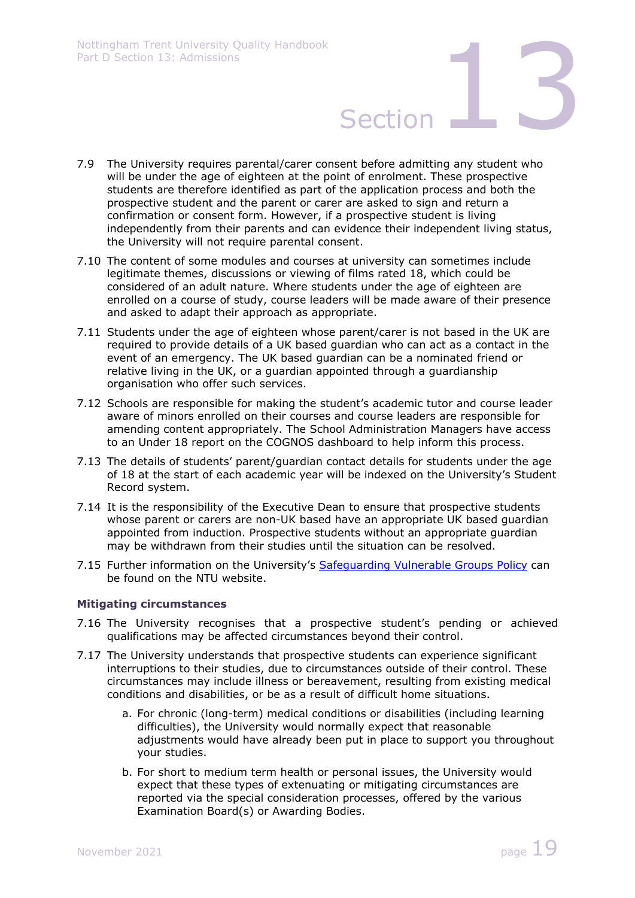7.9 The University requires parental/carer consent before admitting any student who will be under the age of eighteen at the point of enrolment. These prospective students are therefore identified as part of the application process and both the prospective student and the parent or carer are asked to sign and return a confirmation or consent form. However, if a prospective student is living independently from their parents and can evidence their independent living status, the University will not require parental consent.

7.10 The content of some modules and courses at university can sometimes include legitimate themes, discussions or viewing of films rated 18, which could be considered of an adult nature. Where students under the age of eighteen are enrolled on a course of study, course leaders will be made aware of their presence and asked to adapt their approach as appropriate.

7.11 Students under the age of eighteen whose parent/carer is not based in the UK are required to provide details of a UK based guardian who can act as a contact in the event of an emergency. The UK based guardian can be a nominated friend or relative living in the UK, or a guardian appointed through a guardianship organisation who offer such services.

7.12 Schools are responsible for making the student's academic tutor and course leader aware of minors enrolled on their courses and course leaders are responsible for amending content appropriately. The School Administration Managers have access to an Under 18 report on the COGNOS dashboard to help inform this process.

7.13 The details of students' parent/guardian contact details for students under the age of 18 at the start of each academic year will be indexed on the University's Student Record system.

7.14 It is the responsibility of the Executive Dean to ensure that prospective students whose parent or carers are non-UK based have an appropriate UK based guardian appointed from induction. Prospective students without an appropriate guardian may be withdrawn from their studies until the situation can be resolved.

7.15 Further information on the University's Safeguarding Vulnerable Groups Policy can be found on the NTU website.

### Mitigating circumstances

7.16 The University recognises that a prospective student's pending or achieved qualifications may be affected circumstances beyond their control.

7.17 The University understands that prospective students can experience significant interruptions to their studies, due to circumstances outside of their control. These circumstances may include illness or bereavement, resulting from existing medical conditions and disabilities, or be as a result of difficult home situations.

a. For chronic (long-term) medical conditions or disabilities (including learning difficulties), the University would normally expect that reasonable adjustments would have already been put in place to support you throughout your studies.

b. For short to medium term health or personal issues, the University would expect that these types of extenuating or mitigating circumstances are reported via the special consideration processes, offered by the various Examination Board(s) or Awarding Bodies.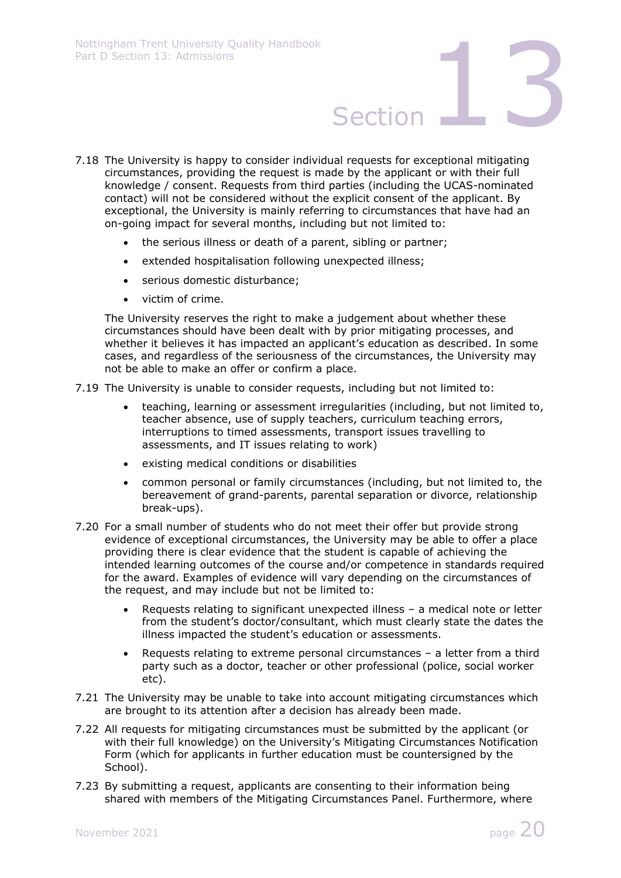7.18 The University is happy to consider individual requests for exceptional mitigating circumstances, providing the request is made by the applicant or with their full knowledge / consent. Requests from third parties (including the UCAS-nominated contact) will not be considered without the explicit consent of the applicant. By exceptional, the University is mainly referring to circumstances that have had an on-going impact for several months, including but not limited to:

- the serious illness or death of a parent, sibling or partner;
- extended hospitalisation following unexpected illness;
- serious domestic disturbance;
- victim of crime.

The University reserves the right to make a judgement about whether these circumstances should have been dealt with by prior mitigating processes, and whether it believes it has impacted an applicant's education as described. In some cases, and regardless of the seriousness of the circumstances, the University may not be able to make an offer or confirm a place.

7.19 The University is unable to consider requests, including but not limited to:

- teaching, learning or assessment irregularities (including, but not limited to, teacher absence, use of supply teachers, curriculum teaching errors, interruptions to timed assessments, transport issues travelling to assessments, and IT issues relating to work)
- existing medical conditions or disabilities
- common personal or family circumstances (including, but not limited to, the bereavement of grand-parents, parental separation or divorce, relationship break-ups).

7.20 For a small number of students who do not meet their offer but provide strong evidence of exceptional circumstances, the University may be able to offer a place providing there is clear evidence that the student is capable of achieving the intended learning outcomes of the course and/or competence in standards required for the award. Examples of evidence will vary depending on the circumstances of the request, and may include but not be limited to:

- Requests relating to significant unexpected illness – a medical note or letter from the student's doctor/consultant, which must clearly state the dates the illness impacted the student's education or assessments.
- Requests relating to extreme personal circumstances – a letter from a third party such as a doctor, teacher or other professional (police, social worker etc).

7.21 The University may be unable to take into account mitigating circumstances which are brought to its attention after a decision has already been made.

7.22 All requests for mitigating circumstances must be submitted by the applicant (or with their full knowledge) on the University's Mitigating Circumstances Notification Form (which for applicants in further education must be countersigned by the School).

7.23 By submitting a request, applicants are consenting to their information being shared with members of the Mitigating Circumstances Panel. Furthermore, where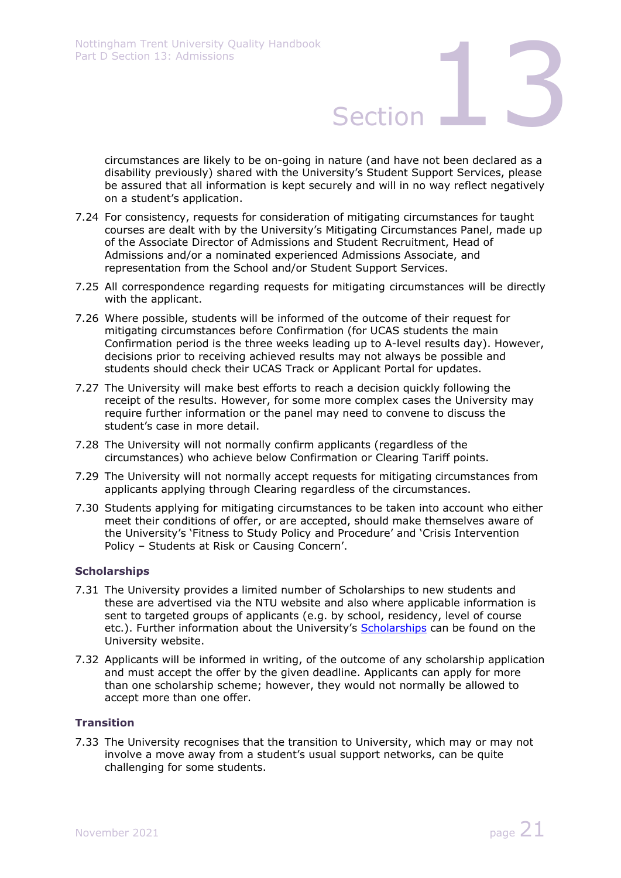circumstances are likely to be on-going in nature (and have not been declared as a disability previously) shared with the University's Student Support Services, please be assured that all information is kept securely and will in no way reflect negatively on a student's application.

7.24 For consistency, requests for consideration of mitigating circumstances for taught courses are dealt with by the University's Mitigating Circumstances Panel, made up of the Associate Director of Admissions and Student Recruitment, Head of Admissions and/or a nominated experienced Admissions Associate, and representation from the School and/or Student Support Services.

7.25 All correspondence regarding requests for mitigating circumstances will be directly with the applicant.

7.26 Where possible, students will be informed of the outcome of their request for mitigating circumstances before Confirmation (for UCAS students the main Confirmation period is the three weeks leading up to A-level results day). However, decisions prior to receiving achieved results may not always be possible and students should check their UCAS Track or Applicant Portal for updates.

7.27 The University will make best efforts to reach a decision quickly following the receipt of the results. However, for some more complex cases the University may require further information or the panel may need to convene to discuss the student's case in more detail.

7.28 The University will not normally confirm applicants (regardless of the circumstances) who achieve below Confirmation or Clearing Tariff points.

7.29 The University will not normally accept requests for mitigating circumstances from applicants applying through Clearing regardless of the circumstances.

7.30 Students applying for mitigating circumstances to be taken into account who either meet their conditions of offer, or are accepted, should make themselves aware of the University's 'Fitness to Study Policy and Procedure' and 'Crisis Intervention Policy – Students at Risk or Causing Concern'.

### Scholarships

7.31 The University provides a limited number of Scholarships to new students and these are advertised via the NTU website and also where applicable information is sent to targeted groups of applicants (e.g. by school, residency, level of course etc.). Further information about the University's Scholarships can be found on the University website.

7.32 Applicants will be informed in writing, of the outcome of any scholarship application and must accept the offer by the given deadline. Applicants can apply for more than one scholarship scheme; however, they would not normally be allowed to accept more than one offer.

### Transition

7.33 The University recognises that the transition to University, which may or may not involve a move away from a student's usual support networks, can be quite challenging for some students.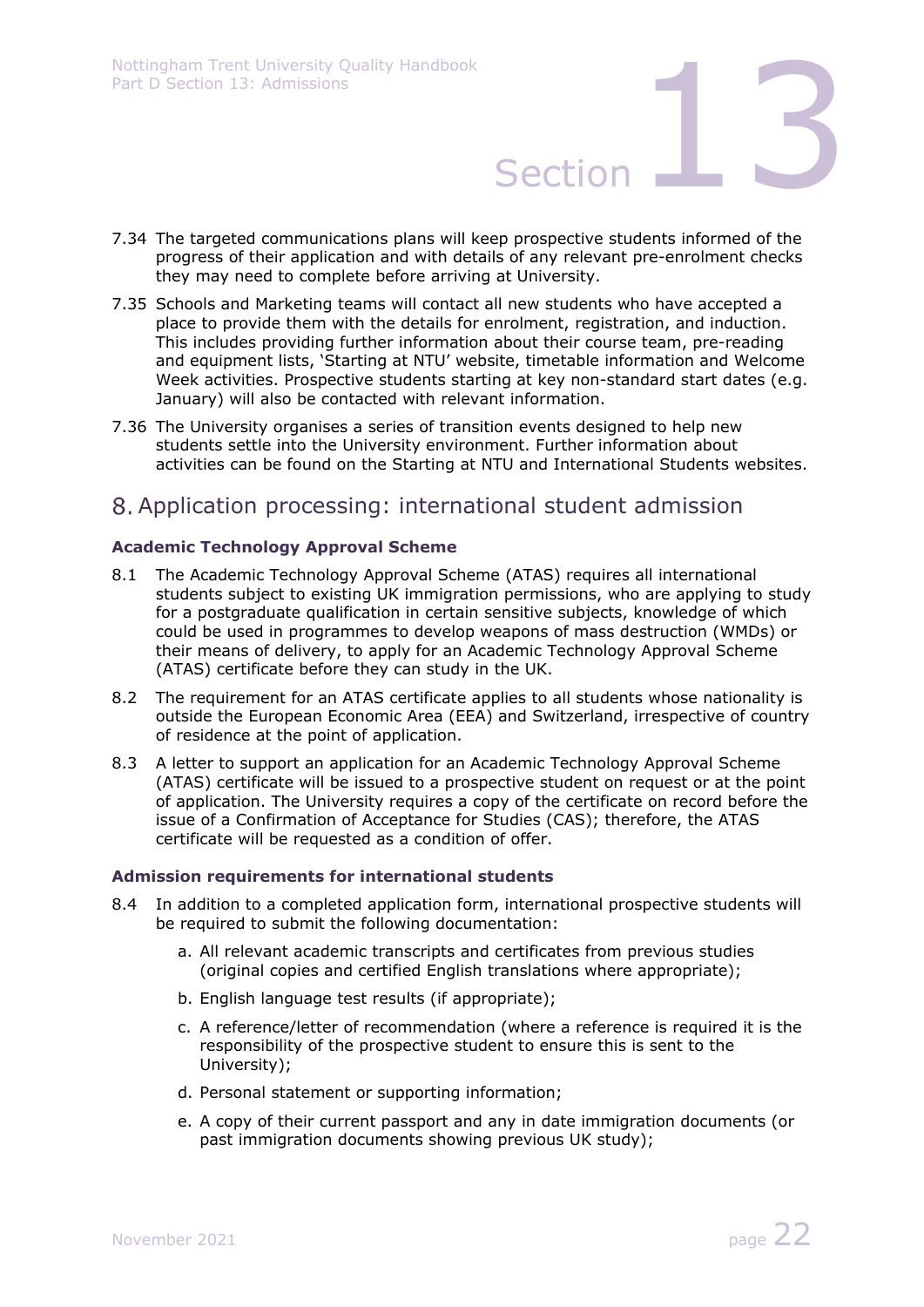7.34 The targeted communications plans will keep prospective students informed of the progress of their application and with details of any relevant pre-enrolment checks they may need to complete before arriving at University.

7.35 Schools and Marketing teams will contact all new students who have accepted a place to provide them with the details for enrolment, registration, and induction. This includes providing further information about their course team, pre-reading and equipment lists, 'Starting at NTU' website, timetable information and Welcome Week activities. Prospective students starting at key non-standard start dates (e.g. January) will also be contacted with relevant information.

7.36 The University organises a series of transition events designed to help new students settle into the University environment. Further information about activities can be found on the Starting at NTU and International Students websites.

## 8. Application processing: international student admission

### Academic Technology Approval Scheme

8.1 The Academic Technology Approval Scheme (ATAS) requires all international students subject to existing UK immigration permissions, who are applying to study for a postgraduate qualification in certain sensitive subjects, knowledge of which could be used in programmes to develop weapons of mass destruction (WMDs) or their means of delivery, to apply for an Academic Technology Approval Scheme (ATAS) certificate before they can study in the UK.

8.2 The requirement for an ATAS certificate applies to all students whose nationality is outside the European Economic Area (EEA) and Switzerland, irrespective of country of residence at the point of application.

8.3 A letter to support an application for an Academic Technology Approval Scheme (ATAS) certificate will be issued to a prospective student on request or at the point of application. The University requires a copy of the certificate on record before the issue of a Confirmation of Acceptance for Studies (CAS); therefore, the ATAS certificate will be requested as a condition of offer.

### Admission requirements for international students

8.4 In addition to a completed application form, international prospective students will be required to submit the following documentation:

a. All relevant academic transcripts and certificates from previous studies (original copies and certified English translations where appropriate);

b. English language test results (if appropriate);

c. A reference/letter of recommendation (where a reference is required it is the responsibility of the prospective student to ensure this is sent to the University);

d. Personal statement or supporting information;

e. A copy of their current passport and any in date immigration documents (or past immigration documents showing previous UK study);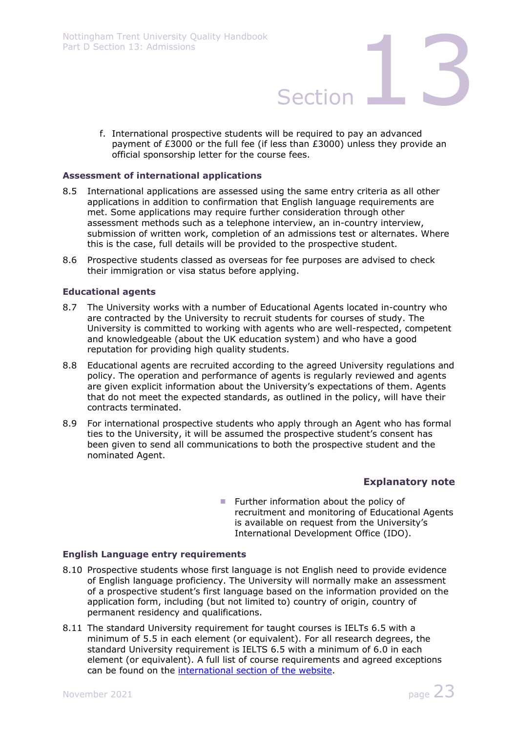f. International prospective students will be required to pay an advanced payment of £3000 or the full fee (if less than £3000) unless they provide an official sponsorship letter for the course fees.

### Assessment of international applications

8.5 International applications are assessed using the same entry criteria as all other applications in addition to confirmation that English language requirements are met. Some applications may require further consideration through other assessment methods such as a telephone interview, an in-country interview, submission of written work, completion of an admissions test or alternates. Where this is the case, full details will be provided to the prospective student.

8.6 Prospective students classed as overseas for fee purposes are advised to check their immigration or visa status before applying.

### Educational agents

8.7 The University works with a number of Educational Agents located in-country who are contracted by the University to recruit students for courses of study. The University is committed to working with agents who are well-respected, competent and knowledgeable (about the UK education system) and who have a good reputation for providing high quality students.

8.8 Educational agents are recruited according to the agreed University regulations and policy. The operation and performance of agents is regularly reviewed and agents are given explicit information about the University's expectations of them. Agents that do not meet the expected standards, as outlined in the policy, will have their contracts terminated.

8.9 For international prospective students who apply through an Agent who has formal ties to the University, it will be assumed the prospective student's consent has been given to send all communications to both the prospective student and the nominated Agent.

**Explanatory note**

- Further information about the policy of recruitment and monitoring of Educational Agents is available on request from the University's International Development Office (IDO).

### English Language entry requirements

8.10 Prospective students whose first language is not English need to provide evidence of English language proficiency. The University will normally make an assessment of a prospective student's first language based on the information provided on the application form, including (but not limited to) country of origin, country of permanent residency and qualifications.

8.11 The standard University requirement for taught courses is IELTs 6.5 with a minimum of 5.5 in each element (or equivalent). For all research degrees, the standard University requirement is IELTS 6.5 with a minimum of 6.0 in each element (or equivalent). A full list of course requirements and agreed exceptions can be found on the international section of the website.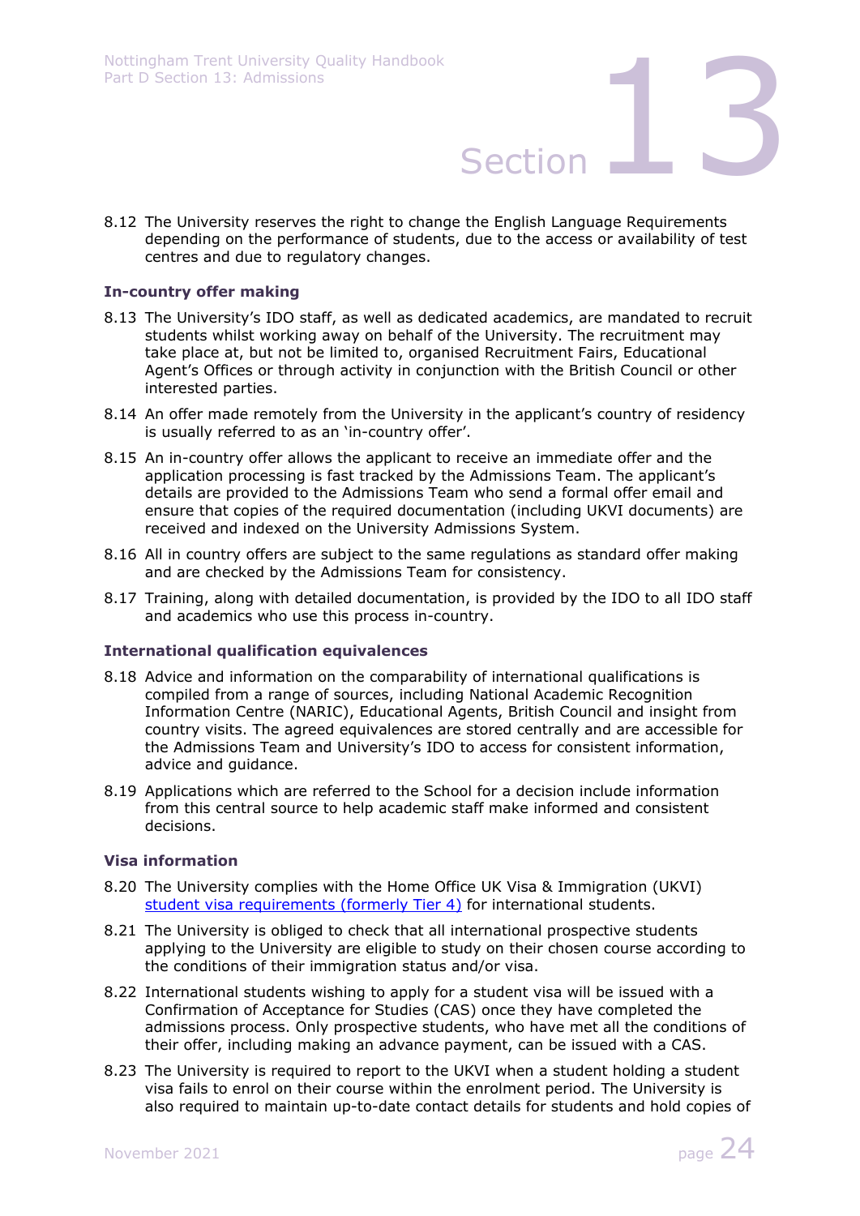8.12 The University reserves the right to change the English Language Requirements depending on the performance of students, due to the access or availability of test centres and due to regulatory changes.

### In-country offer making

8.13 The University's IDO staff, as well as dedicated academics, are mandated to recruit students whilst working away on behalf of the University. The recruitment may take place at, but not be limited to, organised Recruitment Fairs, Educational Agent's Offices or through activity in conjunction with the British Council or other interested parties.

8.14 An offer made remotely from the University in the applicant's country of residency is usually referred to as an 'in-country offer'.

8.15 An in-country offer allows the applicant to receive an immediate offer and the application processing is fast tracked by the Admissions Team. The applicant's details are provided to the Admissions Team who send a formal offer email and ensure that copies of the required documentation (including UKVI documents) are received and indexed on the University Admissions System.

8.16 All in country offers are subject to the same regulations as standard offer making and are checked by the Admissions Team for consistency.

8.17 Training, along with detailed documentation, is provided by the IDO to all IDO staff and academics who use this process in-country.

### International qualification equivalences

8.18 Advice and information on the comparability of international qualifications is compiled from a range of sources, including National Academic Recognition Information Centre (NARIC), Educational Agents, British Council and insight from country visits. The agreed equivalences are stored centrally and are accessible for the Admissions Team and University's IDO to access for consistent information, advice and guidance.

8.19 Applications which are referred to the School for a decision include information from this central source to help academic staff make informed and consistent decisions.

### Visa information

8.20 The University complies with the Home Office UK Visa & Immigration (UKVI) student visa requirements (formerly Tier 4) for international students.

8.21 The University is obliged to check that all international prospective students applying to the University are eligible to study on their chosen course according to the conditions of their immigration status and/or visa.

8.22 International students wishing to apply for a student visa will be issued with a Confirmation of Acceptance for Studies (CAS) once they have completed the admissions process. Only prospective students, who have met all the conditions of their offer, including making an advance payment, can be issued with a CAS.

8.23 The University is required to report to the UKVI when a student holding a student visa fails to enrol on their course within the enrolment period. The University is also required to maintain up-to-date contact details for students and hold copies of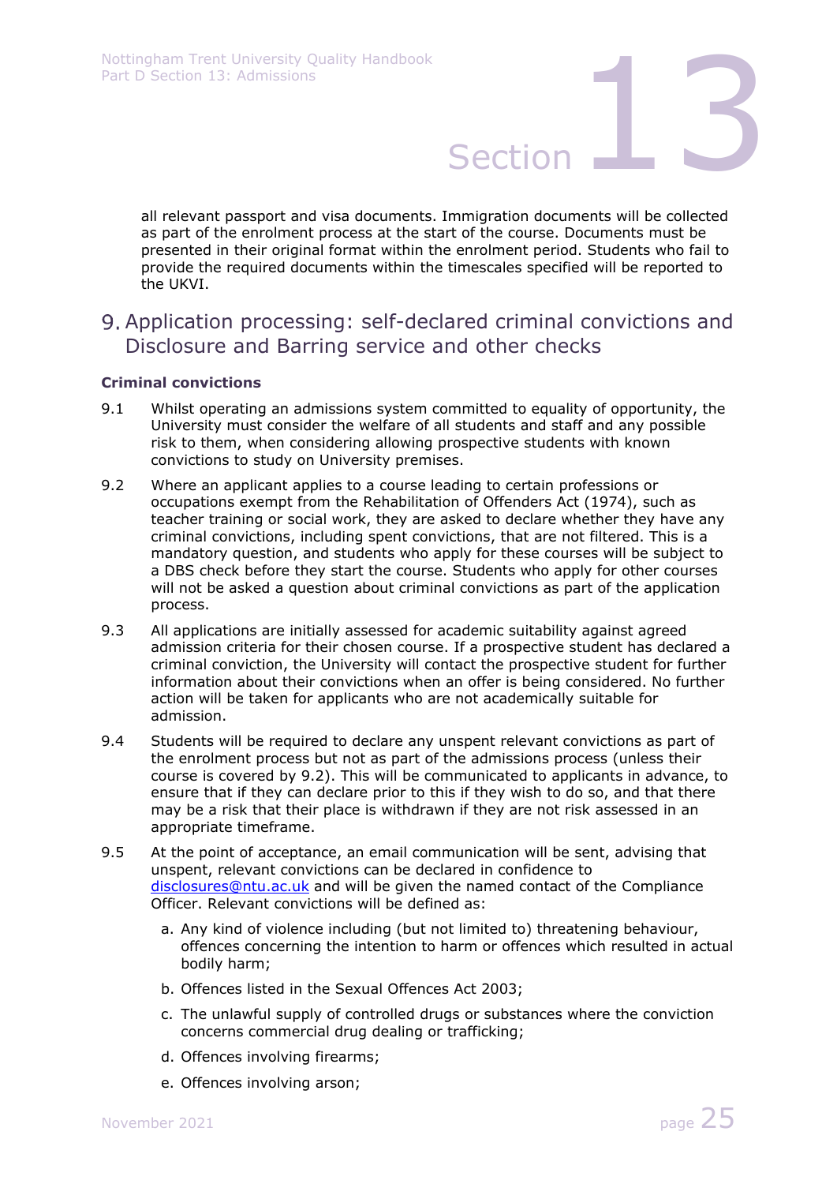all relevant passport and visa documents. Immigration documents will be collected as part of the enrolment process at the start of the course. Documents must be presented in their original format within the enrolment period. Students who fail to provide the required documents within the timescales specified will be reported to the UKVI.

## 9. Application processing: self-declared criminal convictions and Disclosure and Barring service and other checks

**Criminal convictions**

9.1 Whilst operating an admissions system committed to equality of opportunity, the University must consider the welfare of all students and staff and any possible risk to them, when considering allowing prospective students with known convictions to study on University premises.

9.2 Where an applicant applies to a course leading to certain professions or occupations exempt from the Rehabilitation of Offenders Act (1974), such as teacher training or social work, they are asked to declare whether they have any criminal convictions, including spent convictions, that are not filtered. This is a mandatory question, and students who apply for these courses will be subject to a DBS check before they start the course. Students who apply for other courses will not be asked a question about criminal convictions as part of the application process.

9.3 All applications are initially assessed for academic suitability against agreed admission criteria for their chosen course. If a prospective student has declared a criminal conviction, the University will contact the prospective student for further information about their convictions when an offer is being considered. No further action will be taken for applicants who are not academically suitable for admission.

9.4 Students will be required to declare any unspent relevant convictions as part of the enrolment process but not as part of the admissions process (unless their course is covered by 9.2). This will be communicated to applicants in advance, to ensure that if they can declare prior to this if they wish to do so, and that there may be a risk that their place is withdrawn if they are not risk assessed in an appropriate timeframe.

9.5 At the point of acceptance, an email communication will be sent, advising that unspent, relevant convictions can be declared in confidence to disclosures@ntu.ac.uk and will be given the named contact of the Compliance Officer. Relevant convictions will be defined as:

a. Any kind of violence including (but not limited to) threatening behaviour, offences concerning the intention to harm or offences which resulted in actual bodily harm;

b. Offences listed in the Sexual Offences Act 2003;

c. The unlawful supply of controlled drugs or substances where the conviction concerns commercial drug dealing or trafficking;

d. Offences involving firearms;

e. Offences involving arson;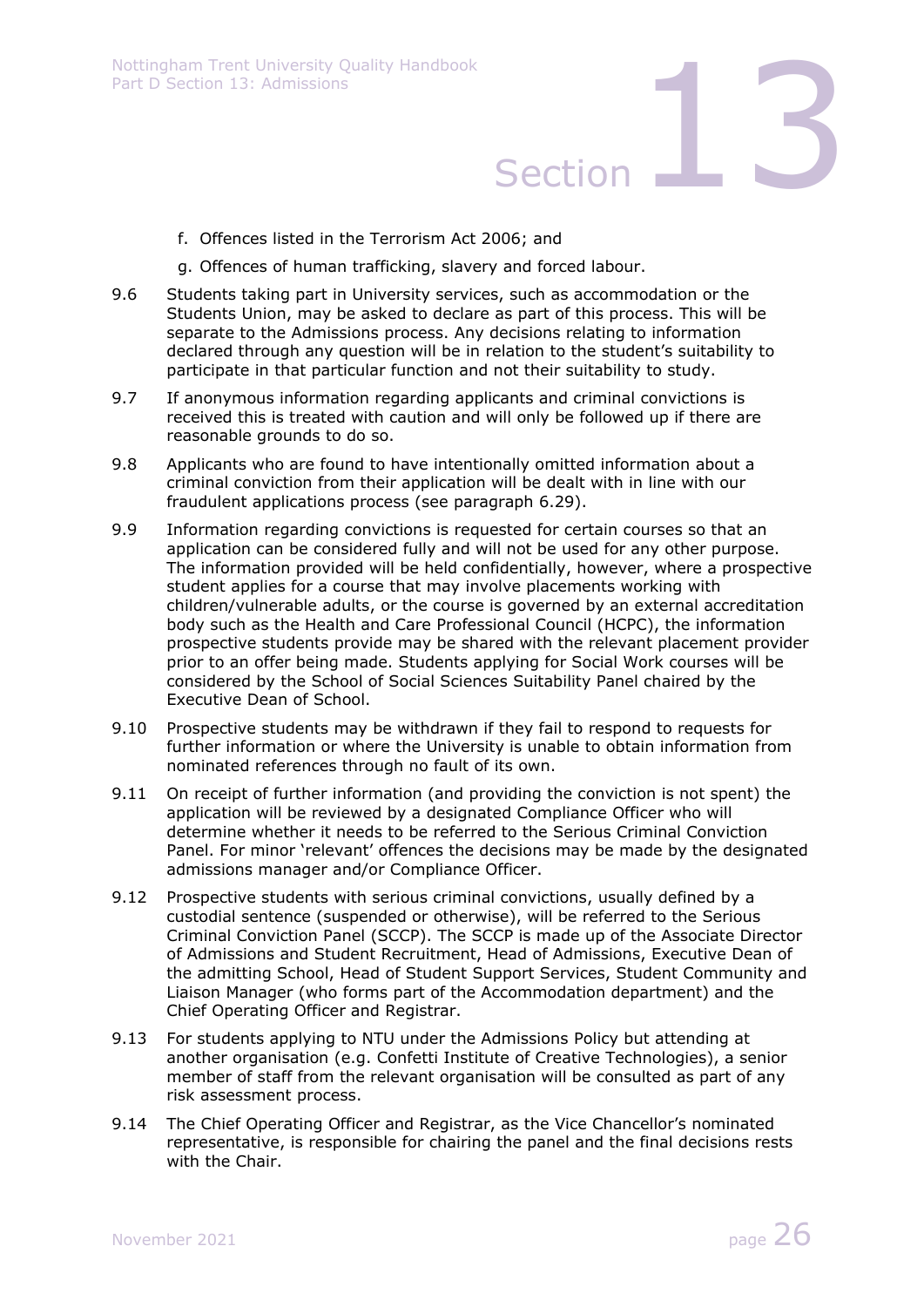f. Offences listed in the Terrorism Act 2006; and

g. Offences of human trafficking, slavery and forced labour.

9.6 Students taking part in University services, such as accommodation or the Students Union, may be asked to declare as part of this process. This will be separate to the Admissions process. Any decisions relating to information declared through any question will be in relation to the student's suitability to participate in that particular function and not their suitability to study.

9.7 If anonymous information regarding applicants and criminal convictions is received this is treated with caution and will only be followed up if there are reasonable grounds to do so.

9.8 Applicants who are found to have intentionally omitted information about a criminal conviction from their application will be dealt with in line with our fraudulent applications process (see paragraph 6.29).

9.9 Information regarding convictions is requested for certain courses so that an application can be considered fully and will not be used for any other purpose. The information provided will be held confidentially, however, where a prospective student applies for a course that may involve placements working with children/vulnerable adults, or the course is governed by an external accreditation body such as the Health and Care Professional Council (HCPC), the information prospective students provide may be shared with the relevant placement provider prior to an offer being made. Students applying for Social Work courses will be considered by the School of Social Sciences Suitability Panel chaired by the Executive Dean of School.

9.10 Prospective students may be withdrawn if they fail to respond to requests for further information or where the University is unable to obtain information from nominated references through no fault of its own.

9.11 On receipt of further information (and providing the conviction is not spent) the application will be reviewed by a designated Compliance Officer who will determine whether it needs to be referred to the Serious Criminal Conviction Panel. For minor 'relevant' offences the decisions may be made by the designated admissions manager and/or Compliance Officer.

9.12 Prospective students with serious criminal convictions, usually defined by a custodial sentence (suspended or otherwise), will be referred to the Serious Criminal Conviction Panel (SCCP). The SCCP is made up of the Associate Director of Admissions and Student Recruitment, Head of Admissions, Executive Dean of the admitting School, Head of Student Support Services, Student Community and Liaison Manager (who forms part of the Accommodation department) and the Chief Operating Officer and Registrar.

9.13 For students applying to NTU under the Admissions Policy but attending at another organisation (e.g. Confetti Institute of Creative Technologies), a senior member of staff from the relevant organisation will be consulted as part of any risk assessment process.

9.14 The Chief Operating Officer and Registrar, as the Vice Chancellor's nominated representative, is responsible for chairing the panel and the final decisions rests with the Chair.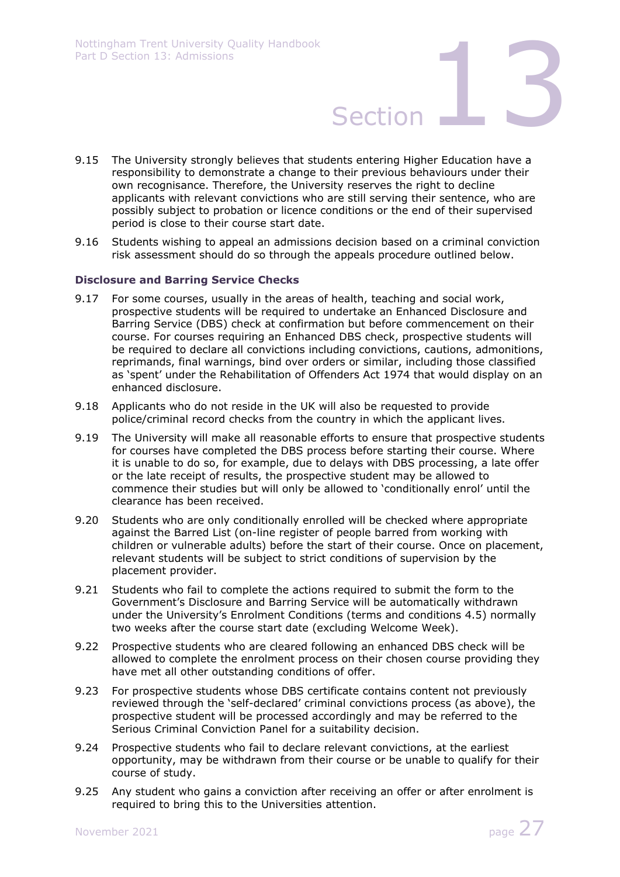9.15 The University strongly believes that students entering Higher Education have a responsibility to demonstrate a change to their previous behaviours under their own recognisance. Therefore, the University reserves the right to decline applicants with relevant convictions who are still serving their sentence, who are possibly subject to probation or licence conditions or the end of their supervised period is close to their course start date.

9.16 Students wishing to appeal an admissions decision based on a criminal conviction risk assessment should do so through the appeals procedure outlined below.

### Disclosure and Barring Service Checks

9.17 For some courses, usually in the areas of health, teaching and social work, prospective students will be required to undertake an Enhanced Disclosure and Barring Service (DBS) check at confirmation but before commencement on their course. For courses requiring an Enhanced DBS check, prospective students will be required to declare all convictions including convictions, cautions, admonitions, reprimands, final warnings, bind over orders or similar, including those classified as 'spent' under the Rehabilitation of Offenders Act 1974 that would display on an enhanced disclosure.

9.18 Applicants who do not reside in the UK will also be requested to provide police/criminal record checks from the country in which the applicant lives.

9.19 The University will make all reasonable efforts to ensure that prospective students for courses have completed the DBS process before starting their course. Where it is unable to do so, for example, due to delays with DBS processing, a late offer or the late receipt of results, the prospective student may be allowed to commence their studies but will only be allowed to 'conditionally enrol' until the clearance has been received.

9.20 Students who are only conditionally enrolled will be checked where appropriate against the Barred List (on-line register of people barred from working with children or vulnerable adults) before the start of their course. Once on placement, relevant students will be subject to strict conditions of supervision by the placement provider.

9.21 Students who fail to complete the actions required to submit the form to the Government's Disclosure and Barring Service will be automatically withdrawn under the University's Enrolment Conditions (terms and conditions 4.5) normally two weeks after the course start date (excluding Welcome Week).

9.22 Prospective students who are cleared following an enhanced DBS check will be allowed to complete the enrolment process on their chosen course providing they have met all other outstanding conditions of offer.

9.23 For prospective students whose DBS certificate contains content not previously reviewed through the 'self-declared' criminal convictions process (as above), the prospective student will be processed accordingly and may be referred to the Serious Criminal Conviction Panel for a suitability decision.

9.24 Prospective students who fail to declare relevant convictions, at the earliest opportunity, may be withdrawn from their course or be unable to qualify for their course of study.

9.25 Any student who gains a conviction after receiving an offer or after enrolment is required to bring this to the Universities attention.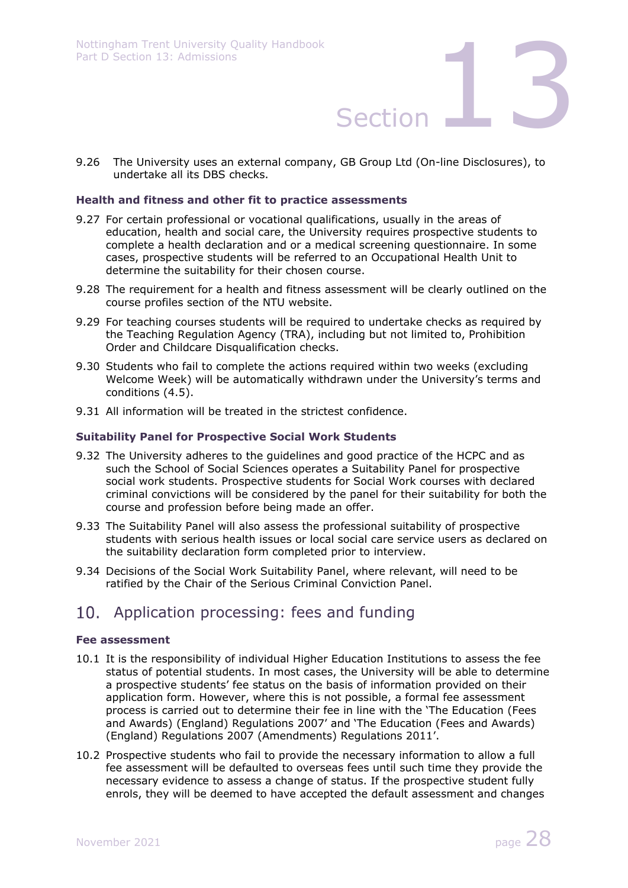9.26 The University uses an external company, GB Group Ltd (On-line Disclosures), to undertake all its DBS checks.

**Health and fitness and other fit to practice assessments**

9.27 For certain professional or vocational qualifications, usually in the areas of education, health and social care, the University requires prospective students to complete a health declaration and or a medical screening questionnaire. In some cases, prospective students will be referred to an Occupational Health Unit to determine the suitability for their chosen course.

9.28 The requirement for a health and fitness assessment will be clearly outlined on the course profiles section of the NTU website.

9.29 For teaching courses students will be required to undertake checks as required by the Teaching Regulation Agency (TRA), including but not limited to, Prohibition Order and Childcare Disqualification checks.

9.30 Students who fail to complete the actions required within two weeks (excluding Welcome Week) will be automatically withdrawn under the University's terms and conditions (4.5).

9.31 All information will be treated in the strictest confidence.

**Suitability Panel for Prospective Social Work Students**

9.32 The University adheres to the guidelines and good practice of the HCPC and as such the School of Social Sciences operates a Suitability Panel for prospective social work students. Prospective students for Social Work courses with declared criminal convictions will be considered by the panel for their suitability for both the course and profession before being made an offer.

9.33 The Suitability Panel will also assess the professional suitability of prospective students with serious health issues or local social care service users as declared on the suitability declaration form completed prior to interview.

9.34 Decisions of the Social Work Suitability Panel, where relevant, will need to be ratified by the Chair of the Serious Criminal Conviction Panel.

## 10. Application processing: fees and funding

**Fee assessment**

10.1 It is the responsibility of individual Higher Education Institutions to assess the fee status of potential students. In most cases, the University will be able to determine a prospective students' fee status on the basis of information provided on their application form. However, where this is not possible, a formal fee assessment process is carried out to determine their fee in line with the 'The Education (Fees and Awards) (England) Regulations 2007' and 'The Education (Fees and Awards) (England) Regulations 2007 (Amendments) Regulations 2011'.

10.2 Prospective students who fail to provide the necessary information to allow a full fee assessment will be defaulted to overseas fees until such time they provide the necessary evidence to assess a change of status. If the prospective student fully enrols, they will be deemed to have accepted the default assessment and changes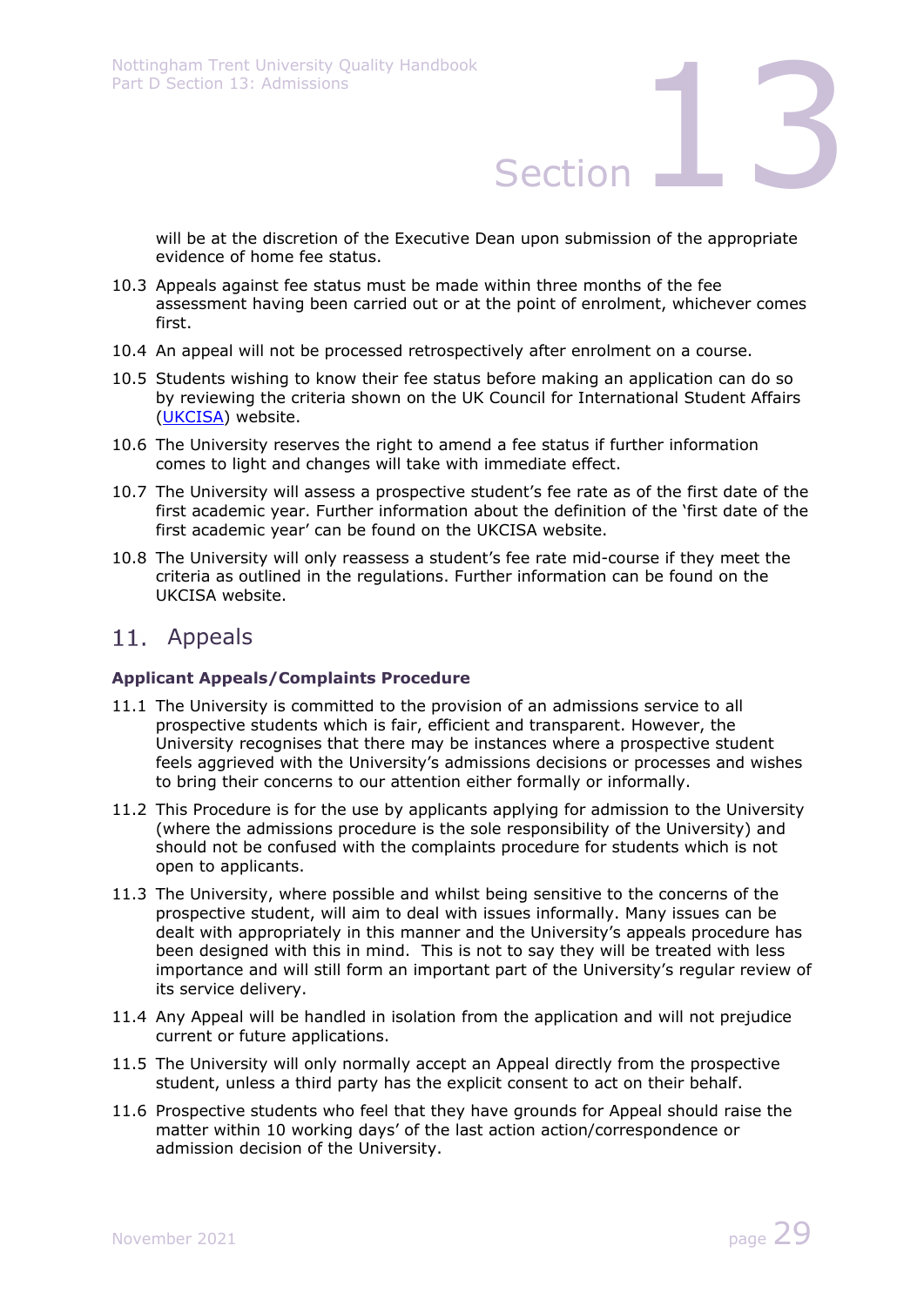will be at the discretion of the Executive Dean upon submission of the appropriate evidence of home fee status.

10.3 Appeals against fee status must be made within three months of the fee assessment having been carried out or at the point of enrolment, whichever comes first.

10.4 An appeal will not be processed retrospectively after enrolment on a course.

10.5 Students wishing to know their fee status before making an application can do so by reviewing the criteria shown on the UK Council for International Student Affairs (UKCISA) website.

10.6 The University reserves the right to amend a fee status if further information comes to light and changes will take with immediate effect.

10.7 The University will assess a prospective student's fee rate as of the first date of the first academic year. Further information about the definition of the 'first date of the first academic year' can be found on the UKCISA website.

10.8 The University will only reassess a student's fee rate mid-course if they meet the criteria as outlined in the regulations. Further information can be found on the UKCISA website.

## 11. Appeals

**Applicant Appeals/Complaints Procedure**

11.1 The University is committed to the provision of an admissions service to all prospective students which is fair, efficient and transparent. However, the University recognises that there may be instances where a prospective student feels aggrieved with the University's admissions decisions or processes and wishes to bring their concerns to our attention either formally or informally.

11.2 This Procedure is for the use by applicants applying for admission to the University (where the admissions procedure is the sole responsibility of the University) and should not be confused with the complaints procedure for students which is not open to applicants.

11.3 The University, where possible and whilst being sensitive to the concerns of the prospective student, will aim to deal with issues informally. Many issues can be dealt with appropriately in this manner and the University's appeals procedure has been designed with this in mind. This is not to say they will be treated with less importance and will still form an important part of the University's regular review of its service delivery.

11.4 Any Appeal will be handled in isolation from the application and will not prejudice current or future applications.

11.5 The University will only normally accept an Appeal directly from the prospective student, unless a third party has the explicit consent to act on their behalf.

11.6 Prospective students who feel that they have grounds for Appeal should raise the matter within 10 working days' of the last action action/correspondence or admission decision of the University.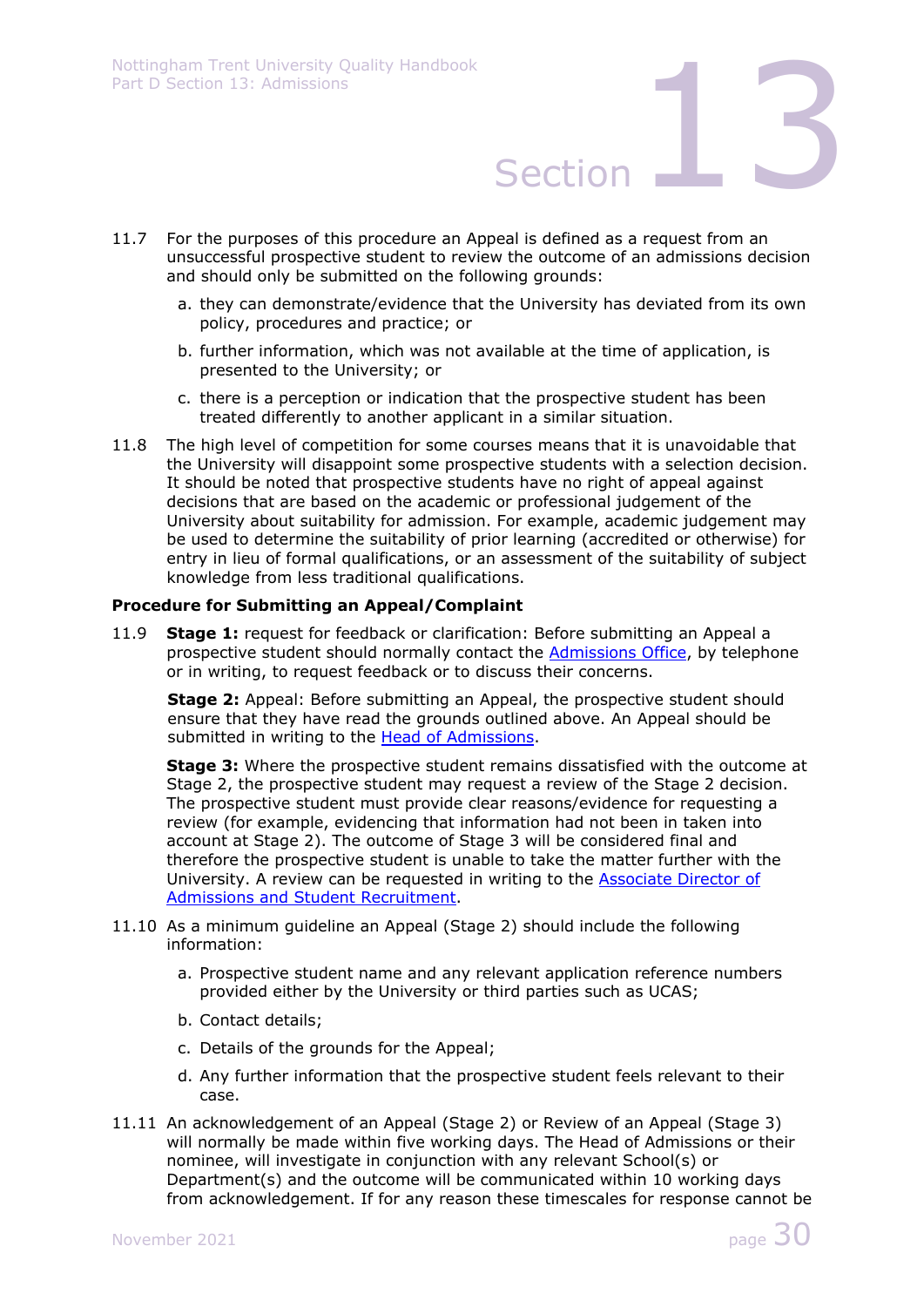11.7 For the purposes of this procedure an Appeal is defined as a request from an unsuccessful prospective student to review the outcome of an admissions decision and should only be submitted on the following grounds:

a. they can demonstrate/evidence that the University has deviated from its own policy, procedures and practice; or

b. further information, which was not available at the time of application, is presented to the University; or

c. there is a perception or indication that the prospective student has been treated differently to another applicant in a similar situation.

11.8 The high level of competition for some courses means that it is unavoidable that the University will disappoint some prospective students with a selection decision. It should be noted that prospective students have no right of appeal against decisions that are based on the academic or professional judgement of the University about suitability for admission. For example, academic judgement may be used to determine the suitability of prior learning (accredited or otherwise) for entry in lieu of formal qualifications, or an assessment of the suitability of subject knowledge from less traditional qualifications.

**Procedure for Submitting an Appeal/Complaint**

11.9 **Stage 1:** request for feedback or clarification: Before submitting an Appeal a prospective student should normally contact the Admissions Office, by telephone or in writing, to request feedback or to discuss their concerns.

**Stage 2:** Appeal: Before submitting an Appeal, the prospective student should ensure that they have read the grounds outlined above. An Appeal should be submitted in writing to the Head of Admissions.

**Stage 3:** Where the prospective student remains dissatisfied with the outcome at Stage 2, the prospective student may request a review of the Stage 2 decision. The prospective student must provide clear reasons/evidence for requesting a review (for example, evidencing that information had not been in taken into account at Stage 2). The outcome of Stage 3 will be considered final and therefore the prospective student is unable to take the matter further with the University. A review can be requested in writing to the Associate Director of Admissions and Student Recruitment.

11.10 As a minimum guideline an Appeal (Stage 2) should include the following information:

a. Prospective student name and any relevant application reference numbers provided either by the University or third parties such as UCAS;

b. Contact details;

c. Details of the grounds for the Appeal;

d. Any further information that the prospective student feels relevant to their case.

11.11 An acknowledgement of an Appeal (Stage 2) or Review of an Appeal (Stage 3) will normally be made within five working days. The Head of Admissions or their nominee, will investigate in conjunction with any relevant School(s) or Department(s) and the outcome will be communicated within 10 working days from acknowledgement. If for any reason these timescales for response cannot be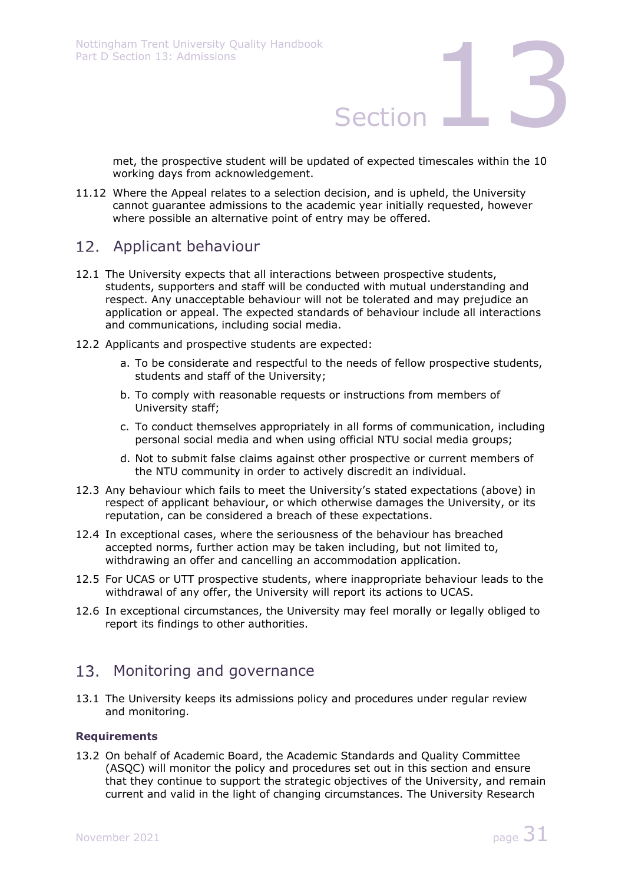met, the prospective student will be updated of expected timescales within the 10 working days from acknowledgement.

11.12 Where the Appeal relates to a selection decision, and is upheld, the University cannot guarantee admissions to the academic year initially requested, however where possible an alternative point of entry may be offered.

## 12. Applicant behaviour

12.1 The University expects that all interactions between prospective students, students, supporters and staff will be conducted with mutual understanding and respect. Any unacceptable behaviour will not be tolerated and may prejudice an application or appeal. The expected standards of behaviour include all interactions and communications, including social media.

12.2 Applicants and prospective students are expected:

a. To be considerate and respectful to the needs of fellow prospective students, students and staff of the University;

b. To comply with reasonable requests or instructions from members of University staff;

c. To conduct themselves appropriately in all forms of communication, including personal social media and when using official NTU social media groups;

d. Not to submit false claims against other prospective or current members of the NTU community in order to actively discredit an individual.

12.3 Any behaviour which fails to meet the University's stated expectations (above) in respect of applicant behaviour, or which otherwise damages the University, or its reputation, can be considered a breach of these expectations.

12.4 In exceptional cases, where the seriousness of the behaviour has breached accepted norms, further action may be taken including, but not limited to, withdrawing an offer and cancelling an accommodation application.

12.5 For UCAS or UTT prospective students, where inappropriate behaviour leads to the withdrawal of any offer, the University will report its actions to UCAS.

12.6 In exceptional circumstances, the University may feel morally or legally obliged to report its findings to other authorities.

## 13. Monitoring and governance

13.1 The University keeps its admissions policy and procedures under regular review and monitoring.

**Requirements**

13.2 On behalf of Academic Board, the Academic Standards and Quality Committee (ASQC) will monitor the policy and procedures set out in this section and ensure that they continue to support the strategic objectives of the University, and remain current and valid in the light of changing circumstances. The University Research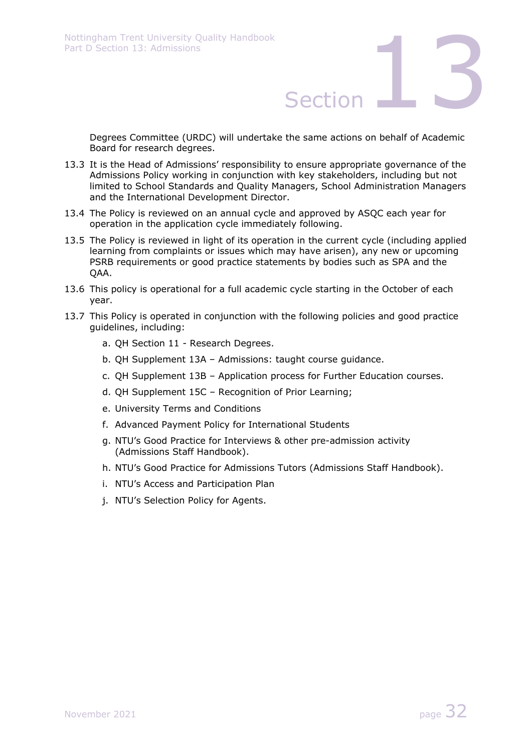Degrees Committee (URDC) will undertake the same actions on behalf of Academic Board for research degrees.

13.3 It is the Head of Admissions' responsibility to ensure appropriate governance of the Admissions Policy working in conjunction with key stakeholders, including but not limited to School Standards and Quality Managers, School Administration Managers and the International Development Director.

13.4 The Policy is reviewed on an annual cycle and approved by ASQC each year for operation in the application cycle immediately following.

13.5 The Policy is reviewed in light of its operation in the current cycle (including applied learning from complaints or issues which may have arisen), any new or upcoming PSRB requirements or good practice statements by bodies such as SPA and the QAA.

13.6 This policy is operational for a full academic cycle starting in the October of each year.

13.7 This Policy is operated in conjunction with the following policies and good practice guidelines, including:

a. QH Section 11 - Research Degrees.

b. QH Supplement 13A – Admissions: taught course guidance.

c. QH Supplement 13B – Application process for Further Education courses.

d. QH Supplement 15C – Recognition of Prior Learning;

e. University Terms and Conditions

f. Advanced Payment Policy for International Students

g. NTU's Good Practice for Interviews & other pre-admission activity (Admissions Staff Handbook).

h. NTU's Good Practice for Admissions Tutors (Admissions Staff Handbook).

i. NTU's Access and Participation Plan

j. NTU's Selection Policy for Agents.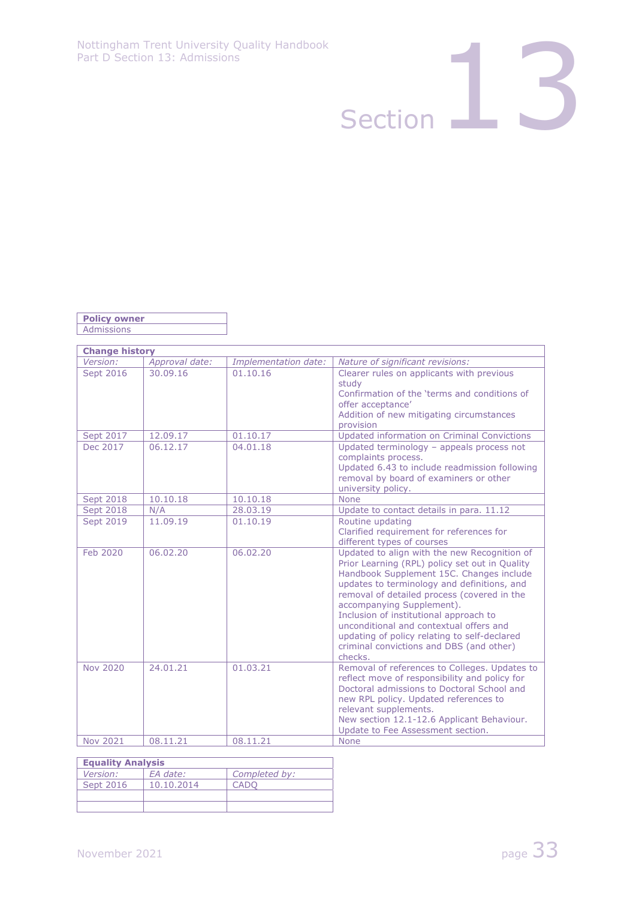# Section 13

| Policy owner |
|---|
| Admissions |

| Change history | | | |
|---|---|---|---|
| *Version:* | *Approval date:* | *Implementation date:* | *Nature of significant revisions:* |
| Sept 2016 | 30.09.16 | 01.10.16 | Clearer rules on applicants with previous study<br>Confirmation of the 'terms and conditions of offer acceptance'<br>Addition of new mitigating circumstances provision |
| Sept 2017 | 12.09.17 | 01.10.17 | Updated information on Criminal Convictions |
| Dec 2017 | 06.12.17 | 04.01.18 | Updated terminology – appeals process not complaints process.<br>Updated 6.43 to include readmission following removal by board of examiners or other university policy. |
| Sept 2018 | 10.10.18 | 10.10.18 | None |
| Sept 2018 | N/A | 28.03.19 | Update to contact details in para. 11.12 |
| Sept 2019 | 11.09.19 | 01.10.19 | Routine updating<br>Clarified requirement for references for different types of courses |
| Feb 2020 | 06.02.20 | 06.02.20 | Updated to align with the new Recognition of Prior Learning (RPL) policy set out in Quality Handbook Supplement 15C. Changes include updates to terminology and definitions, and removal of detailed process (covered in the accompanying Supplement).<br>Inclusion of institutional approach to unconditional and contextual offers and updating of policy relating to self-declared criminal convictions and DBS (and other) checks. |
| Nov 2020 | 24.01.21 | 01.03.21 | Removal of references to Colleges. Updates to reflect move of responsibility and policy for Doctoral admissions to Doctoral School and new RPL policy. Updated references to relevant supplements.<br>New section 12.1-12.6 Applicant Behaviour.<br>Update to Fee Assessment section. |
| Nov 2021 | 08.11.21 | 08.11.21 | None |

| Equality Analysis | | |
|---|---|---|
| *Version:* | *EA date:* | *Completed by:* |
| Sept 2016 | 10.10.2014 | CADQ |
| | | |
| | | |